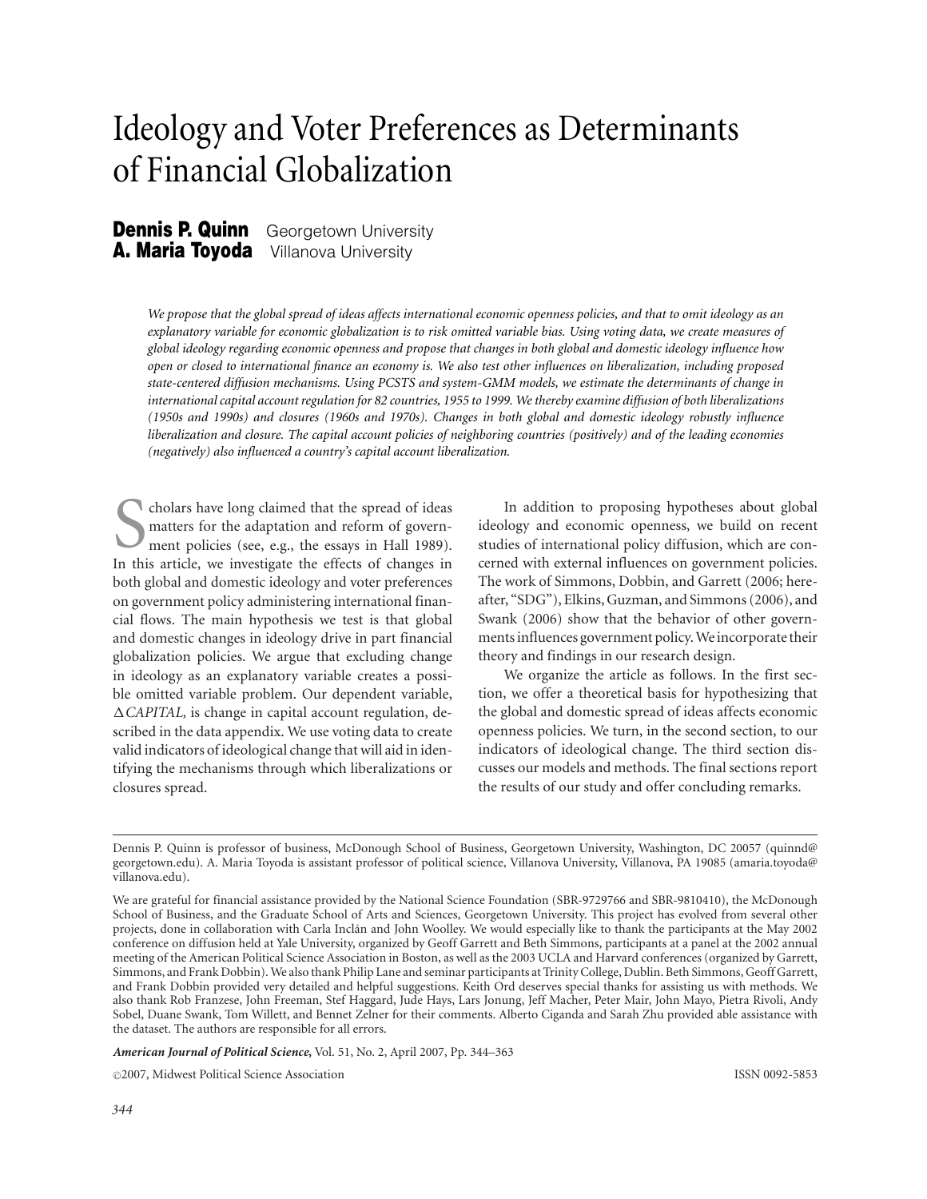# Ideology and Voter Preferences as Determinants of Financial Globalization

**Dennis P. Quinn** Georgetown University
**A. Maria Toyoda** Villanova University

*We propose that the global spread of ideas affects international economic openness policies, and that to omit ideology as an explanatory variable for economic globalization is to risk omitted variable bias. Using voting data, we create measures of global ideology regarding economic openness and propose that changes in both global and domestic ideology influence how open or closed to international finance an economy is. We also test other influences on liberalization, including proposed state-centered diffusion mechanisms. Using PCSTS and system-GMM models, we estimate the determinants of change in international capital account regulation for 82 countries, 1955 to 1999. We thereby examine diffusion of both liberalizations (1950s and 1990s) and closures (1960s and 1970s). Changes in both global and domestic ideology robustly influence liberalization and closure. The capital account policies of neighboring countries (positively) and of the leading economies (negatively) also influenced a country's capital account liberalization.*

Scholars have long claimed that the spread of ideas matters for the adaptation and reform of government policies (see, e.g., the essays in Hall 1989). In this article, we investigate the effects of changes in both global and domestic ideology and voter preferences on government policy administering international financial flows. The main hypothesis we test is that global and domestic changes in ideology drive in part financial globalization policies. We argue that excluding change in ideology as an explanatory variable creates a possible omitted variable problem. Our dependent variable, $\Delta$*CAPITAL*, is change in capital account regulation, described in the data appendix. We use voting data to create valid indicators of ideological change that will aid in identifying the mechanisms through which liberalizations or closures spread.

In addition to proposing hypotheses about global ideology and economic openness, we build on recent studies of international policy diffusion, which are concerned with external influences on government policies. The work of Simmons, Dobbin, and Garrett (2006; hereafter, "SDG"), Elkins, Guzman, and Simmons (2006), and Swank (2006) show that the behavior of other governments influences government policy. We incorporate their theory and findings in our research design.

We organize the article as follows. In the first section, we offer a theoretical basis for hypothesizing that the global and domestic spread of ideas affects economic openness policies. We turn, in the second section, to our indicators of ideological change. The third section discusses our models and methods. The final sections report the results of our study and offer concluding remarks.

---

Dennis P. Quinn is professor of business, McDonough School of Business, Georgetown University, Washington, DC 20057 (quinnd@georgetown.edu). A. Maria Toyoda is assistant professor of political science, Villanova University, Villanova, PA 19085 (amaria.toyoda@villanova.edu).

We are grateful for financial assistance provided by the National Science Foundation (SBR-9729766 and SBR-9810410), the McDonough School of Business, and the Graduate School of Arts and Sciences, Georgetown University. This project has evolved from several other projects, done in collaboration with Carla Inclán and John Woolley. We would especially like to thank the participants at the May 2002 conference on diffusion held at Yale University, organized by Geoff Garrett and Beth Simmons, participants at a panel at the 2002 annual meeting of the American Political Science Association in Boston, as well as the 2003 UCLA and Harvard conferences (organized by Garrett, Simmons, and Frank Dobbin). We also thank Philip Lane and seminar participants at Trinity College, Dublin. Beth Simmons, Geoff Garrett, and Frank Dobbin provided very detailed and helpful suggestions. Keith Ord deserves special thanks for assisting us with methods. We also thank Rob Franzese, John Freeman, Stef Haggard, Jude Hays, Lars Jonung, Jeff Macher, Peter Mair, John Mayo, Pietra Rivoli, Andy Sobel, Duane Swank, Tom Willett, and Bennet Zelner for their comments. Alberto Ciganda and Sarah Zhu provided able assistance with the dataset. The authors are responsible for all errors.

*American Journal of Political Science*, Vol. 51, No. 2, April 2007, Pp. 344–363

©2007, Midwest Political Science Association ISSN 0092-5853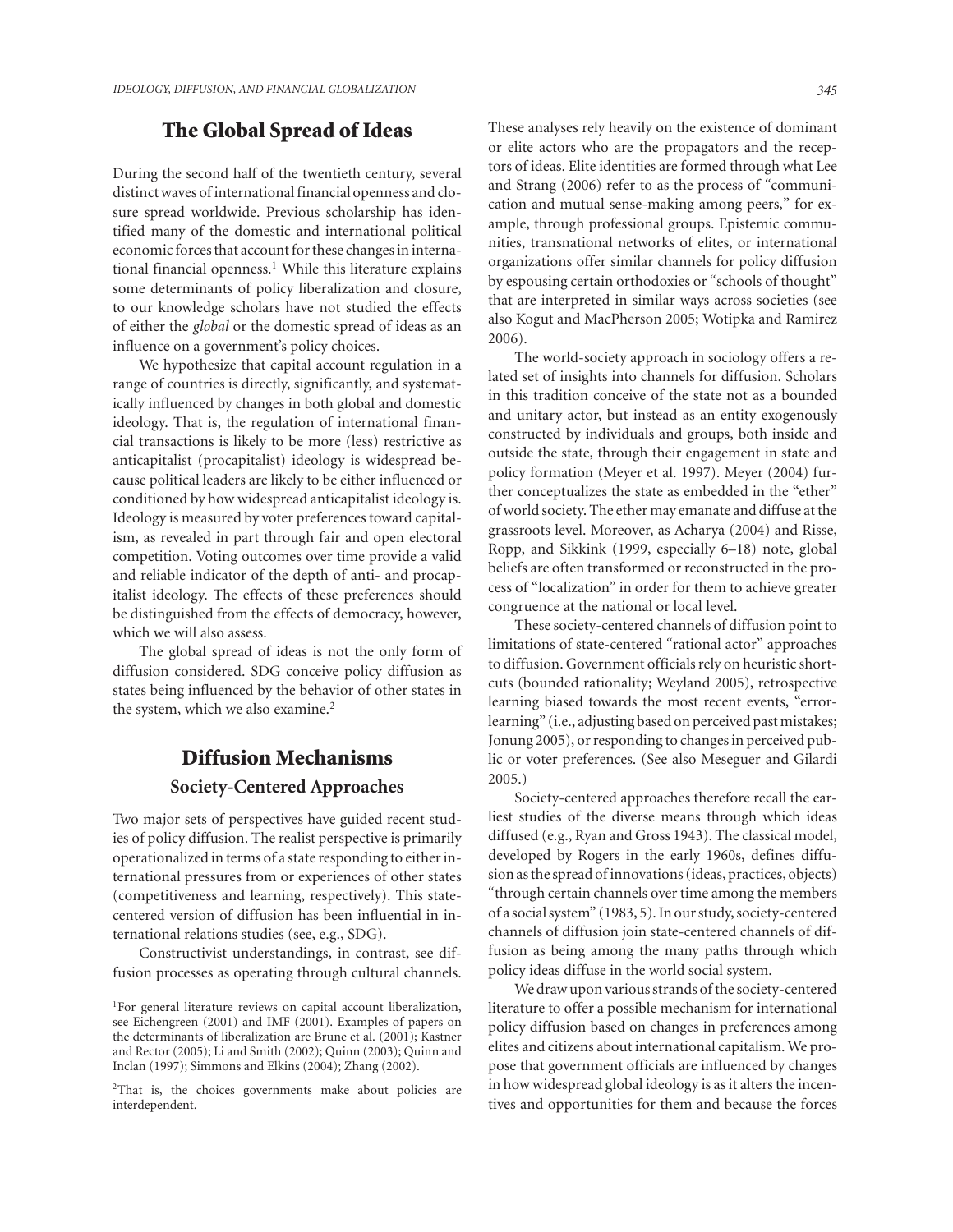## The Global Spread of Ideas

During the second half of the twentieth century, several distinct waves of international financial openness and closure spread worldwide. Previous scholarship has identified many of the domestic and international political economic forces that account for these changes in international financial openness.[1] While this literature explains some determinants of policy liberalization and closure, to our knowledge scholars have not studied the effects of either the *global* or the domestic spread of ideas as an influence on a government's policy choices.

We hypothesize that capital account regulation in a range of countries is directly, significantly, and systematically influenced by changes in both global and domestic ideology. That is, the regulation of international financial transactions is likely to be more (less) restrictive as anticapitalist (procapitalist) ideology is widespread because political leaders are likely to be either influenced or conditioned by how widespread anticapitalist ideology is. Ideology is measured by voter preferences toward capitalism, as revealed in part through fair and open electoral competition. Voting outcomes over time provide a valid and reliable indicator of the depth of anti- and procapitalist ideology. The effects of these preferences should be distinguished from the effects of democracy, however, which we will also assess.

The global spread of ideas is not the only form of diffusion considered. SDG conceive policy diffusion as states being influenced by the behavior of other states in the system, which we also examine.[2]

## Diffusion Mechanisms

### Society-Centered Approaches

Two major sets of perspectives have guided recent studies of policy diffusion. The realist perspective is primarily operationalized in terms of a state responding to either international pressures from or experiences of other states (competitiveness and learning, respectively). This state-centered version of diffusion has been influential in international relations studies (see, e.g., SDG).

Constructivist understandings, in contrast, see diffusion processes as operating through cultural channels. These analyses rely heavily on the existence of dominant or elite actors who are the propagators and the receptors of ideas. Elite identities are formed through what Lee and Strang (2006) refer to as the process of "communication and mutual sense-making among peers," for example, through professional groups. Epistemic communities, transnational networks of elites, or international organizations offer similar channels for policy diffusion by espousing certain orthodoxies or "schools of thought" that are interpreted in similar ways across societies (see also Kogut and MacPherson 2005; Wotipka and Ramirez 2006).

The world-society approach in sociology offers a related set of insights into channels for diffusion. Scholars in this tradition conceive of the state not as a bounded and unitary actor, but instead as an entity exogenously constructed by individuals and groups, both inside and outside the state, through their engagement in state and policy formation (Meyer et al. 1997). Meyer (2004) further conceptualizes the state as embedded in the diffuse "ether" of world society. The ether may emanate and diffuse at the grassroots level. Moreover, as Acharya (2004) and Risse, Ropp, and Sikkink (1999, especially 6–18) note, global beliefs are often transformed or reconstructed in the process of "localization" in order for them to achieve greater congruence at the national or local level.

These society-centered channels of diffusion point to limitations of state-centered "rational actor" approaches to diffusion. Government officials rely on heuristic shortcuts (bounded rationality; Weyland 2005), retrospective learning biased towards the most recent events, "error-learning" (i.e., adjusting based on perceived past mistakes; Jonung 2005), or responding to changes in perceived public or voter preferences. (See also Meseguer and Gilardi 2005.)

Society-centered approaches therefore recall the earliest studies of the diverse means through which ideas diffused (e.g., Ryan and Gross 1943). The classical model, developed by Rogers in the early 1960s, defines diffusion as the spread of innovations (ideas, practices, objects) "through certain channels over time among the members of a social system" (1983, 5). In our study, society-centered channels of diffusion join state-centered channels of diffusion as being among the many paths through which policy ideas diffuse in the world social system.

We draw upon various strands of the society-centered literature to offer a possible mechanism for international policy diffusion based on changes in preferences among elites and citizens about international capitalism. We propose that government officials are influenced by changes in how widespread global ideology is as it alters the incentives and opportunities for them and because the forces

[1] For general literature reviews on capital account liberalization, see Eichengreen (2001) and IMF (2001). Examples of papers on the determinants of liberalization are Brune et al. (2001); Kastner and Rector (2005); Li and Smith (2002); Quinn (2003); Quinn and Inclan (1997); Simmons and Elkins (2004); Zhang (2002).

[2] That is, the choices governments make about policies are interdependent.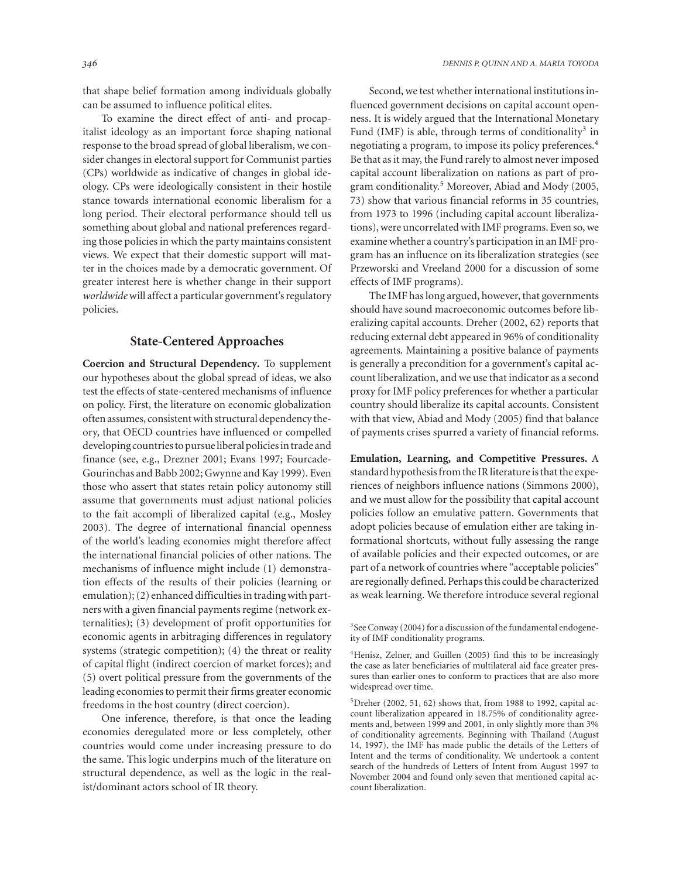that shape belief formation among individuals globally can be assumed to influence political elites.

To examine the direct effect of anti- and procapitalist ideology as an important force shaping national response to the broad spread of global liberalism, we consider changes in electoral support for Communist parties (CPs) worldwide as indicative of changes in global ideology. CPs were ideologically consistent in their hostile stance towards international economic liberalism for a long period. Their electoral performance should tell us something about global and national preferences regarding those policies in which the party maintains consistent views. We expect that their domestic support will matter in the choices made by a democratic government. Of greater interest here is whether change in their support *worldwide* will affect a particular government's regulatory policies.

## State-Centered Approaches

**Coercion and Structural Dependency.** To supplement our hypotheses about the global spread of ideas, we also test the effects of state-centered mechanisms of influence on policy. First, the literature on economic globalization often assumes, consistent with structural dependency theory, that OECD countries have influenced or compelled developing countries to pursue liberal policies in trade and finance (see, e.g., Drezner 2001; Evans 1997; Fourcade-Gourinchas and Babb 2002; Gwynne and Kay 1999). Even those who assert that states retain policy autonomy still assume that governments must adjust national policies to the fait accompli of liberalized capital (e.g., Mosley 2003). The degree of international financial openness of the world's leading economies might therefore affect the international financial policies of other nations. The mechanisms of influence might include (1) demonstration effects of the results of their policies (learning or emulation); (2) enhanced difficulties in trading with partners with a given financial payments regime (network externalities); (3) development of profit opportunities for economic agents in arbitraging differences in regulatory systems (strategic competition); (4) the threat or reality of capital flight (indirect coercion of market forces); and (5) overt political pressure from the governments of the leading economies to permit their firms greater economic freedoms in the host country (direct coercion).

One inference, therefore, is that once the leading economies deregulated more or less completely, other countries would come under increasing pressure to do the same. This logic underpins much of the literature on structural dependence, as well as the logic in the realist/dominant actors school of IR theory.

Second, we test whether international institutions influenced government decisions on capital account openness. It is widely argued that the International Monetary Fund (IMF) is able, through terms of conditionality[3] in negotiating a program, to impose its policy preferences.[4] Be that as it may, the Fund rarely to almost never imposed capital account liberalization on nations as part of program conditionality.[5] Moreover, Abiad and Mody (2005, 73) show that various financial reforms in 35 countries, from 1973 to 1996 (including capital account liberalizations), were uncorrelated with IMF programs. Even so, we examine whether a country's participation in an IMF program has an influence on its liberalization strategies (see Przeworski and Vreeland 2000 for a discussion of some effects of IMF programs).

The IMF has long argued, however, that governments should have sound macroeconomic outcomes before liberalizing capital accounts. Dreher (2002, 62) reports that reducing external debt appeared in 96% of conditionality agreements. Maintaining a positive balance of payments is generally a precondition for a government's capital account liberalization, and we use that indicator as a second proxy for IMF policy preferences for whether a particular country should liberalize its capital accounts. Consistent with that view, Abiad and Mody (2005) find that balance of payments crises spurred a variety of financial reforms.

**Emulation, Learning, and Competitive Pressures.** A standard hypothesis from the IR literature is that the experiences of neighbors influence nations (Simmons 2000), and we must allow for the possibility that capital account policies follow an emulative pattern. Governments that adopt policies because of emulation either are taking informational shortcuts, without fully assessing the range of available policies and their expected outcomes, or are part of a network of countries where "acceptable policies" are regionally defined. Perhaps this could be characterized as weak learning. We therefore introduce several regional

[3]See Conway (2004) for a discussion of the fundamental endogeneity of IMF conditionality programs.

[4]Henisz, Zelner, and Guillen (2005) find this to be increasingly the case as later beneficiaries of multilateral aid face greater pressures than earlier ones to conform to practices that are also more widespread over time.

[5]Dreher (2002, 51, 62) shows that, from 1988 to 1992, capital account liberalization appeared in 18.75% of conditionality agreements and, between 1999 and 2001, in only slightly more than 3% of conditionality agreements. Beginning with Thailand (August 14, 1997), the IMF has made public the details of the Letters of Intent and the terms of conditionality. We undertook a content search of the hundreds of Letters of Intent from August 1997 to November 2004 and found only seven that mentioned capital account liberalization.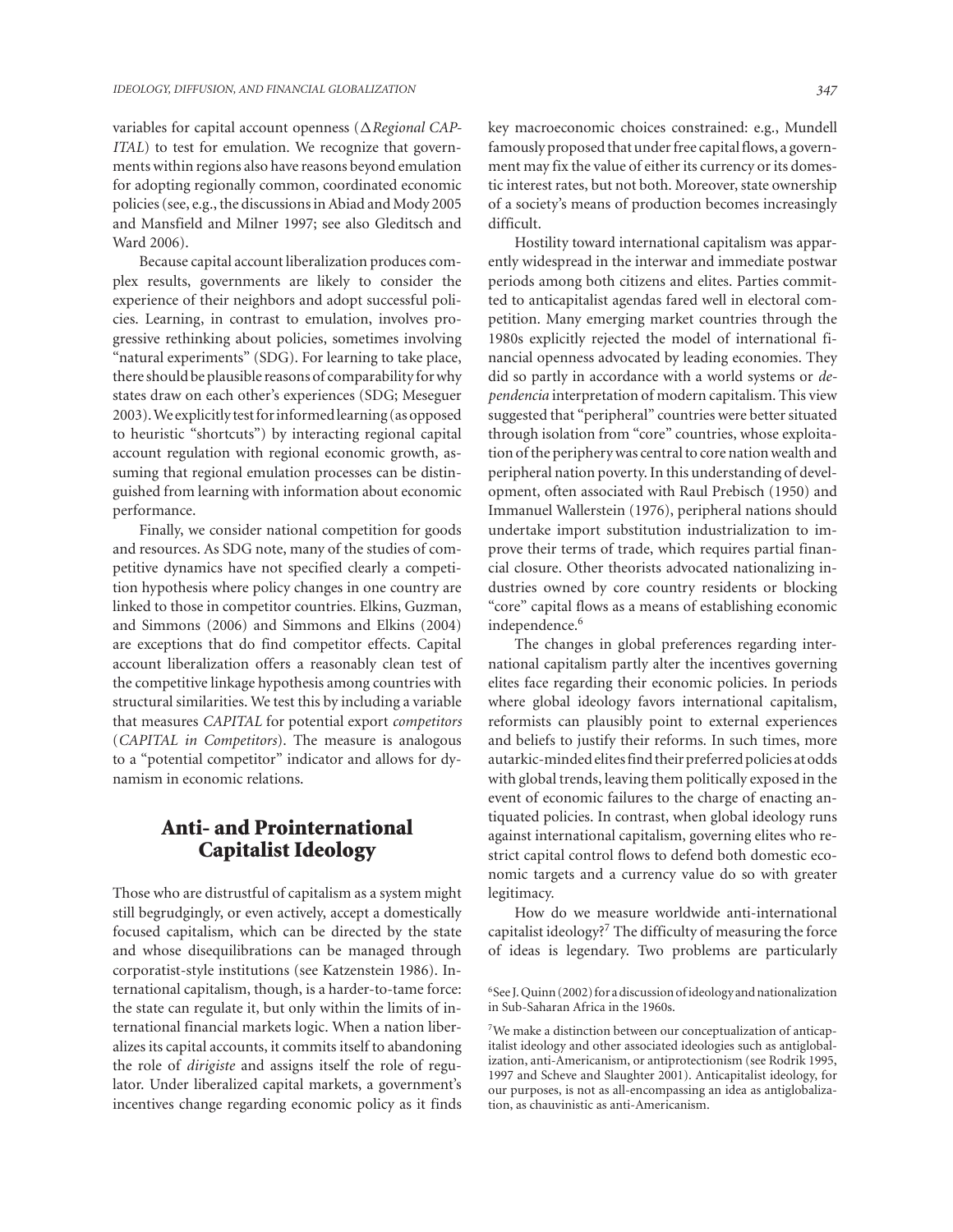variables for capital account openness ($\Delta$*Regional CAPITAL*) to test for emulation. We recognize that governments within regions also have reasons beyond emulation for adopting regionally common, coordinated economic policies (see, e.g., the discussions in Abiad and Mody 2005 and Mansfield and Milner 1997; see also Gleditsch and Ward 2006).

Because capital account liberalization produces complex results, governments are likely to consider the experience of their neighbors and adopt successful policies. Learning, in contrast to emulation, involves progressive rethinking about policies, sometimes involving "natural experiments" (SDG). For learning to take place, there should be plausible reasons of comparability for why states draw on each other's experiences (SDG; Meseguer 2003). We explicitly test for informed learning (as opposed to heuristic "shortcuts") by interacting regional capital account regulation with regional economic growth, assuming that regional emulation processes can be distinguished from learning with information about economic performance.

Finally, we consider national competition for goods and resources. As SDG note, many of the studies of competitive dynamics have not specified clearly a competition hypothesis where policy changes in one country are linked to those in competitor countries. Elkins, Guzman, and Simmons (2006) and Simmons and Elkins (2004) are exceptions that do find competitor effects. Capital account liberalization offers a reasonably clean test of the competitive linkage hypothesis among countries with structural similarities. We test this by including a variable that measures *CAPITAL* for potential export *competitors* (*CAPITAL in Competitors*). The measure is analogous to a "potential competitor" indicator and allows for dynamism in economic relations.

## Anti- and Prointernational Capitalist Ideology

Those who are distrustful of capitalism as a system might still begrudgingly, or even actively, accept a domestically focused capitalism, which can be directed by the state and whose disequilibrations can be managed through corporatist-style institutions (see Katzenstein 1986). International capitalism, though, is a harder-to-tame force: the state can regulate it, but only within the limits of international financial markets logic. When a nation liberalizes its capital accounts, it commits itself to abandoning the role of *dirigiste* and assigns itself the role of regulator. Under liberalized capital markets, a government's incentives change regarding economic policy as it finds key macroeconomic choices constrained: e.g., Mundell famously proposed that under free capital flows, a government may fix the value of either its currency or its domestic interest rates, but not both. Moreover, state ownership of a society's means of production becomes increasingly difficult.

Hostility toward international capitalism was apparently widespread in the interwar and immediate postwar periods among both citizens and elites. Parties committed to anticapitalist agendas fared well in electoral competition. Many emerging market countries through the 1980s explicitly rejected the model of international financial openness advocated by leading economies. They did so partly in accordance with a world systems or *dependencia* interpretation of modern capitalism. This view suggested that "peripheral" countries were better situated through isolation from "core" countries, whose exploitation of the periphery was central to core nation wealth and peripheral nation poverty. In this understanding of development, often associated with Raul Prebisch (1950) and Immanuel Wallerstein (1976), peripheral nations should undertake import substitution industrialization to improve their terms of trade, which requires partial financial closure. Other theorists advocated nationalizing industries owned by core country residents or blocking "core" capital flows as a means of establishing economic independence.[6]

The changes in global preferences regarding international capitalism partly alter the incentives governing elites face regarding their economic policies. In periods where global ideology favors international capitalism, reformists can plausibly point to external experiences and beliefs to justify their reforms. In such times, more autarkic-minded elites find their preferred policies at odds with global trends, leaving them politically exposed in the event of economic failures to the charge of enacting antiquated policies. In contrast, when global ideology runs against international capitalism, governing elites who restrict capital control flows to defend both domestic economic targets and a currency value do so with greater legitimacy.

How do we measure worldwide anti-international capitalist ideology?[7] The difficulty of measuring the force of ideas is legendary. Two problems are particularly

[6] See J. Quinn (2002) for a discussion of ideology and nationalization in Sub-Saharan Africa in the 1960s.

[7] We make a distinction between our conceptualization of anticapitalist ideology and other associated ideologies such as antiglobalization, anti-Americanism, or antiprotectionism (see Rodrik 1995, 1997 and Scheve and Slaughter 2001). Anticapitalist ideology, for our purposes, is not as all-encompassing an idea as antiglobalization, as chauvinistic as anti-Americanism.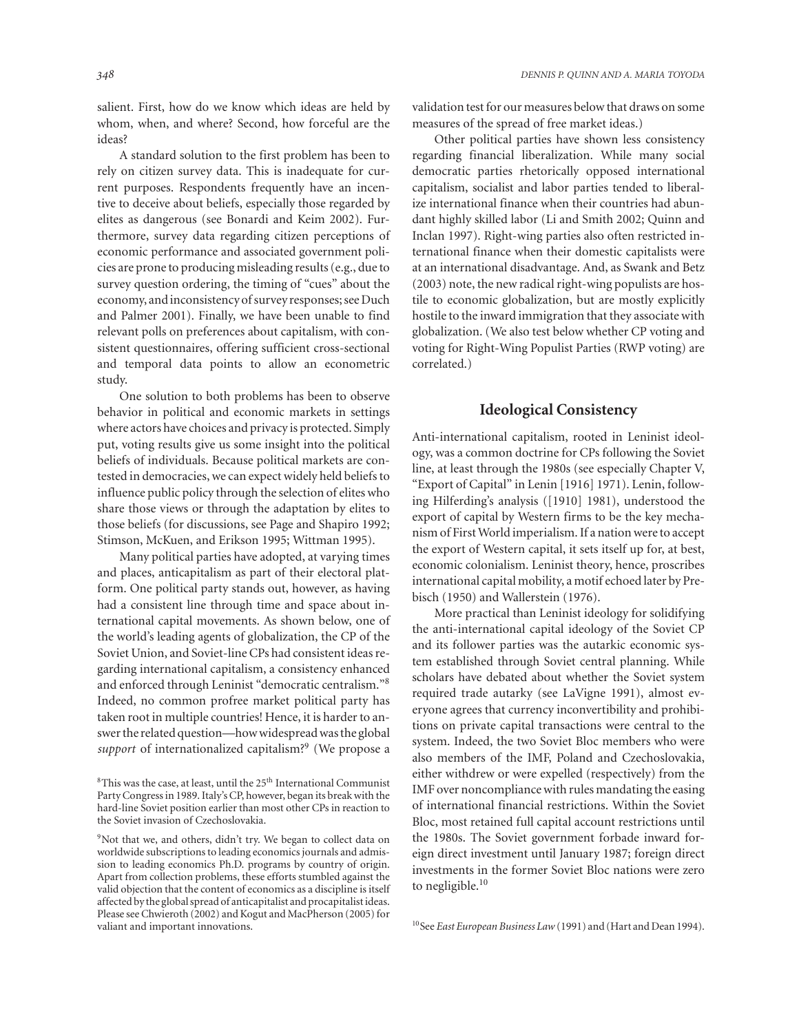salient. First, how do we know which ideas are held by whom, when, and where? Second, how forceful are the ideas?

A standard solution to the first problem has been to rely on citizen survey data. This is inadequate for current purposes. Respondents frequently have an incentive to deceive about beliefs, especially those regarded by elites as dangerous (see Bonardi and Keim 2002). Furthermore, survey data regarding citizen perceptions of economic performance and associated government policies are prone to producing misleading results (e.g., due to survey question ordering, the timing of "cues" about the economy, and inconsistency of survey responses; see Duch and Palmer 2001). Finally, we have been unable to find relevant polls on preferences about capitalism, with consistent questionnaires, offering sufficient cross-sectional and temporal data points to allow an econometric study.

One solution to both problems has been to observe behavior in political and economic markets in settings where actors have choices and privacy is protected. Simply put, voting results give us some insight into the political beliefs of individuals. Because political markets are contested in democracies, we can expect widely held beliefs to influence public policy through the selection of elites who share those views or through the adaptation by elites to those beliefs (for discussions, see Page and Shapiro 1992; Stimson, McKuen, and Erikson 1995; Wittman 1995).

Many political parties have adopted, at varying times and places, anticapitalism as part of their electoral platform. One political party stands out, however, as having had a consistent line through time and space about international capital movements. As shown below, one of the world's leading agents of globalization, the CP of the Soviet Union, and Soviet-line CPs had consistent ideas regarding international capitalism, a consistency enhanced and enforced through Leninist "democratic centralism."[8] Indeed, no common profree market political party has taken root in multiple countries! Hence, it is harder to answer the related question—how widespread was the global *support* of internationalized capitalism?[9] (We propose a validation test for our measures below that draws on some measures of the spread of free market ideas.)

Other political parties have shown less consistency regarding financial liberalization. While many social democratic parties rhetorically opposed international capitalism, socialist and labor parties tended to liberalize international finance when their countries had abundant highly skilled labor (Li and Smith 2002; Quinn and Inclan 1997). Right-wing parties also often restricted international finance when their domestic capitalists were at an international disadvantage. And, as Swank and Betz (2003) note, the new radical right-wing populists are hostile to economic globalization, but are mostly explicitly hostile to the inward immigration that they associate with globalization. (We also test below whether CP voting and voting for Right-Wing Populist Parties (RWP voting) are correlated.)

## Ideological Consistency

Anti-international capitalism, rooted in Leninist ideology, was a common doctrine for CPs following the Soviet line, at least through the 1980s (see especially Chapter V, "Export of Capital" in Lenin [1916] 1971). Lenin, following Hilferding's analysis ([1910] 1981), understood the export of capital by Western firms to be the key mechanism of First World imperialism. If a nation were to accept the export of Western capital, it sets itself up for, at best, economic colonialism. Leninist theory, hence, proscribes international capital mobility, a motif echoed later by Prebisch (1950) and Wallerstein (1976).

More practical than Leninist ideology for solidifying the anti-international capital ideology of the Soviet CP and its follower parties was the autarkic economic system established through Soviet central planning. While scholars have debated about whether the Soviet system required trade autarky (see LaVigne 1991), almost everyone agrees that currency inconvertibility and prohibitions on private capital transactions were central to the system. Indeed, the two Soviet Bloc members who were also members of the IMF, Poland and Czechoslovakia, either withdrew or were expelled (respectively) from the IMF over noncompliance with rules mandating the easing of international financial restrictions. Within the Soviet Bloc, most retained full capital account restrictions until the 1980s. The Soviet government forbade inward foreign direct investment until January 1987; foreign direct investments in the former Soviet Bloc nations were zero to negligible.[10]

[8] This was the case, at least, until the 25th International Communist Party Congress in 1989. Italy's CP, however, began its break with the hard-line Soviet position earlier than most other CPs in reaction to the Soviet invasion of Czechoslovakia.

[9] Not that we, and others, didn't try. We began to collect data on worldwide subscriptions to leading economics journals and admission to leading economics Ph.D. programs by country of origin. Apart from collection problems, these efforts stumbled against the valid objection that the content of economics as a discipline is itself affected by the global spread of anticapitalist and procapitalist ideas. Please see Chwieroth (2002) and Kogut and MacPherson (2005) for valiant and important innovations.

[10] See *East European Business Law* (1991) and (Hart and Dean 1994).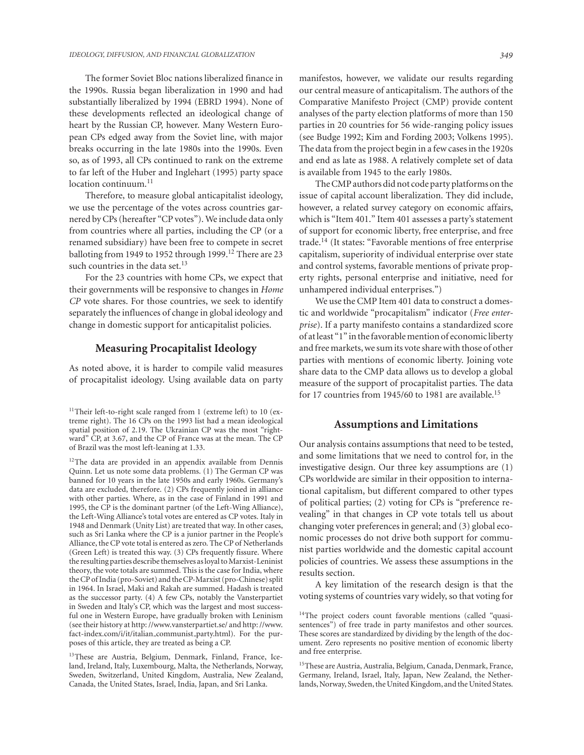The former Soviet Bloc nations liberalized finance in the 1990s. Russia began liberalization in 1990 and had substantially liberalized by 1994 (EBRD 1994). None of these developments reflected an ideological change of heart by the Russian CP, however. Many Western European CPs edged away from the Soviet line, with major breaks occurring in the late 1980s into the 1990s. Even so, as of 1993, all CPs continued to rank on the extreme to far left of the Huber and Inglehart (1995) party space location continuum.[11]

Therefore, to measure global anticapitalist ideology, we use the percentage of the votes across countries garnered by CPs (hereafter "CP votes"). We include data only from countries where all parties, including the CP (or a renamed subsidiary) have been free to compete in secret balloting from 1949 to 1952 through 1999.[12] There are 23 such countries in the data set.[13]

For the 23 countries with home CPs, we expect that their governments will be responsive to changes in *Home CP* vote shares. For those countries, we seek to identify separately the influences of change in global ideology and change in domestic support for anticapitalist policies.

## Measuring Procapitalist Ideology

As noted above, it is harder to compile valid measures of procapitalist ideology. Using available data on party manifestos, however, we validate our results regarding our central measure of anticapitalism. The authors of the Comparative Manifesto Project (CMP) provide content analyses of the party election platforms of more than 150 parties in 20 countries for 56 wide-ranging policy issues (see Budge 1992; Kim and Fording 2003; Volkens 1995). The data from the project begin in a few cases in the 1920s and end as late as 1988. A relatively complete set of data is available from 1945 to the early 1980s.

The CMP authors did not code party platforms on the issue of capital account liberalization. They did include, however, a related survey category on economic affairs, which is "Item 401." Item 401 assesses a party's statement of support for economic liberty, free enterprise, and free trade.[14] (It states: "Favorable mentions of free enterprise capitalism, superiority of individual enterprise over state and control systems, favorable mentions of private property rights, personal enterprise and initiative, need for unhampered individual enterprises.")

We use the CMP Item 401 data to construct a domestic and worldwide "procapitalism" indicator (*Free enterprise*). If a party manifesto contains a standardized score of at least "1" in the favorable mention of economic liberty and free markets, we sum its vote share with those of other parties with mentions of economic liberty. Joining vote share data to the CMP data allows us to develop a global measure of the support of procapitalist parties. The data for 17 countries from 1945/60 to 1981 are available.[15]

## Assumptions and Limitations

Our analysis contains assumptions that need to be tested, and some limitations that we need to control for, in the investigative design. Our three key assumptions are (1) CPs worldwide are similar in their opposition to international capitalism, but different compared to other types of political parties; (2) voting for CPs is "preference revealing" in that changes in CP vote totals tell us about changing voter preferences in general; and (3) global economic processes do not drive both support for communist parties worldwide and the domestic capital account policies of countries. We assess these assumptions in the results section.

A key limitation of the research design is that the voting systems of countries vary widely, so that voting for

---

[11] Their left-to-right scale ranged from 1 (extreme left) to 10 (extreme right). The 16 CPs on the 1993 list had a mean ideological spatial position of 2.19. The Ukrainian CP was the most "rightward" CP, at 3.67, and the CP of France was at the mean. The CP of Brazil was the most left-leaning at 1.33.

[12] The data are provided in an appendix available from Dennis Quinn. Let us note some data problems. (1) The German CP was banned for 10 years in the late 1950s and early 1960s. Germany's data are excluded, therefore. (2) CPs frequently joined in alliance with other parties. Where, as in the case of Finland in 1991 and 1995, the CP is the dominant partner (of the Left-Wing Alliance), the Left-Wing Alliance's total votes are entered as CP votes. Italy in 1948 and Denmark (Unity List) are treated that way. In other cases, such as Sri Lanka where the CP is a junior partner in the People's Alliance, the CP vote total is entered as zero. The CP of Netherlands (Green Left) is treated this way. (3) CPs frequently fissure. Where the resulting parties describe themselves as loyal to Marxist-Leninist theory, the vote totals are summed. This is the case for India, where the CP of India (pro-Soviet) and the CP-Marxist (pro-Chinese) split in 1964. In Israel, Maki and Rakah are summed. Hadash is treated as the successor party. (4) A few CPs, notably the Vansterpartiet in Sweden and Italy's CP, which was the largest and most successful one in Western Europe, have gradually broken with Leninism (see their history at http: //www.vansterpartiet.se/ and http: //www.fact-index.com/i/it/italian_communist_party.html). For the purposes of this article, they are treated as being a CP.

[13] These are Austria, Belgium, Denmark, Finland, France, Iceland, Ireland, Italy, Luxembourg, Malta, the Netherlands, Norway, Sweden, Switzerland, United Kingdom, Australia, New Zealand, Canada, the United States, Israel, India, Japan, and Sri Lanka.

[14] The project coders count favorable mentions (called "quasi-sentences") of free trade in party manifestos and other sources. These scores are standardized by dividing by the length of the document. Zero represents no positive mention of economic liberty and free enterprise.

[15] These are Austria, Australia, Belgium, Canada, Denmark, France, Germany, Ireland, Israel, Italy, Japan, New Zealand, the Netherlands, Norway, Sweden, the United Kingdom, and the United States.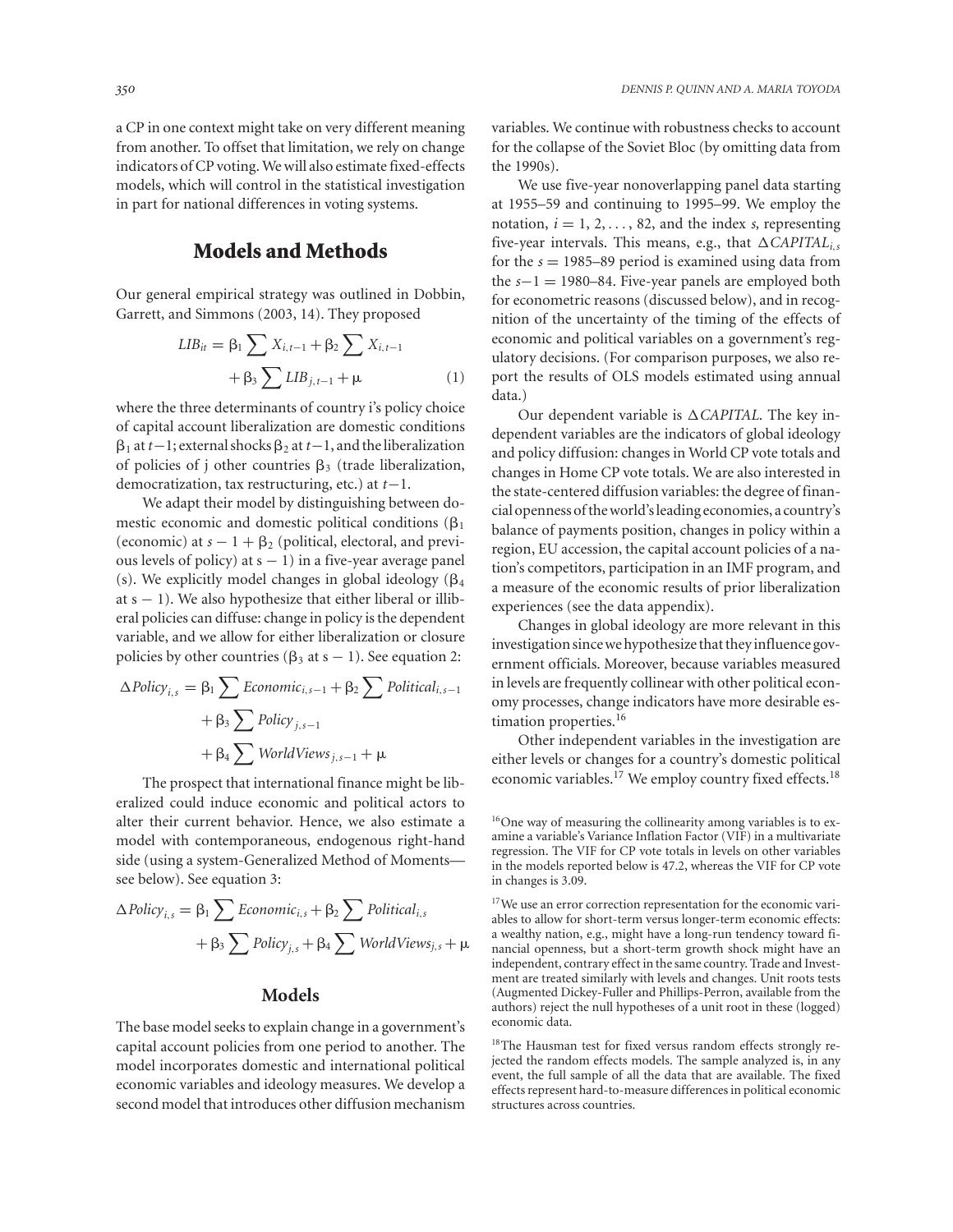a CP in one context might take on very different meaning from another. To offset that limitation, we rely on change indicators of CP voting. We will also estimate fixed-effects models, which will control in the statistical investigation in part for national differences in voting systems.

## Models and Methods

Our general empirical strategy was outlined in Dobbin, Garrett, and Simmons (2003, 14). They proposed

$$LIB_{it} = \beta_1 \sum X_{i,t-1} + \beta_2 \sum X_{i,t-1} + \beta_3 \sum LIB_{j,t-1} + \mu \qquad (1)$$

where the three determinants of country i's policy choice of capital account liberalization are domestic conditions $\beta_1$ at $t-1$; external shocks $\beta_2$ at $t-1$, and the liberalization of policies of j other countries $\beta_3$ (trade liberalization, democratization, tax restructuring, etc.) at $t-1$.

We adapt their model by distinguishing between domestic economic and domestic political conditions ($\beta_1$ (economic) at $s-1+\beta_2$ (political, electoral, and previous levels of policy) at $s-1$) in a five-year average panel (s). We explicitly model changes in global ideology ($\beta_4$ at $s-1$). We also hypothesize that either liberal or illiberal policies can diffuse: change in policy is the dependent variable, and we allow for either liberalization or closure policies by other countries ($\beta_3$ at $s-1$). See equation 2:

$$\Delta Policy_{i,s} = \beta_1 \sum Economic_{i,s-1} + \beta_2 \sum Political_{i,s-1} + \beta_3 \sum Policy_{j,s-1} + \beta_4 \sum WorldViews_{j,s-1} + \mu$$

The prospect that international finance might be liberalized could induce economic and political actors to alter their current behavior. Hence, we also estimate a model with contemporaneous, endogenous right-hand side (using a system-Generalized Method of Moments—see below). See equation 3:

$$\Delta Policy_{i,s} = \beta_1 \sum Economic_{i,s} + \beta_2 \sum Political_{i,s} + \beta_3 \sum Policy_{j,s} + \beta_4 \sum WorldViews_{j,s} + \mu$$

### Models

The base model seeks to explain change in a government's capital account policies from one period to another. The model incorporates domestic and international political economic variables and ideology measures. We develop a second model that introduces other diffusion mechanism variables. We continue with robustness checks to account for the collapse of the Soviet Bloc (by omitting data from the 1990s).

We use five-year nonoverlapping panel data starting at 1955–59 and continuing to 1995–99. We employ the notation, $i = 1, 2, \ldots, 82$, and the index *s*, representing five-year intervals. This means, e.g., that $\Delta CAPITAL_{i,s}$ for the $s = 1985$–89 period is examined using data from the $s-1 = 1980$–84. Five-year panels are employed both for econometric reasons (discussed below), and in recognition of the uncertainty of the timing of the effects of economic and political variables on a government's regulatory decisions. (For comparison purposes, we also report the results of OLS models estimated using annual data.)

Our dependent variable is $\Delta CAPITAL$. The key independent variables are the indicators of global ideology and policy diffusion: changes in World CP vote totals and changes in Home CP vote totals. We are also interested in the state-centered diffusion variables: the degree of financial openness of the world's leading economies, a country's balance of payments position, changes in policy within a region, EU accession, the capital account policies of a nation's competitors, participation in an IMF program, and a measure of the economic results of prior liberalization experiences (see the data appendix).

Changes in global ideology are more relevant in this investigation since we hypothesize that they influence government officials. Moreover, because variables measured in levels are frequently collinear with other political economy processes, change indicators have more desirable estimation properties.[16]

Other independent variables in the investigation are either levels or changes for a country's domestic political economic variables.[17] We employ country fixed effects.[18]

[16]One way of measuring the collinearity among variables is to examine a variable's Variance Inflation Factor (VIF) in a multivariate regression. The VIF for CP vote totals in levels on other variables in the models reported below is 47.2, whereas the VIF for CP vote in changes is 3.09.

[17]We use an error correction representation for the economic variables to allow for short-term versus longer-term economic effects: a wealthy nation, e.g., might have a long-run tendency toward financial openness, but a short-term growth shock might have an independent, contrary effect in the same country. Trade and Investment are treated similarly with levels and changes. Unit roots tests (Augmented Dickey-Fuller and Phillips-Perron, available from the authors) reject the null hypotheses of a unit root in these (logged) economic data.

[18]The Hausman test for fixed versus random effects strongly rejected the random effects models. The sample analyzed is, in any event, the full sample of all the data that are available. The fixed effects represent hard-to-measure differences in political economic structures across countries.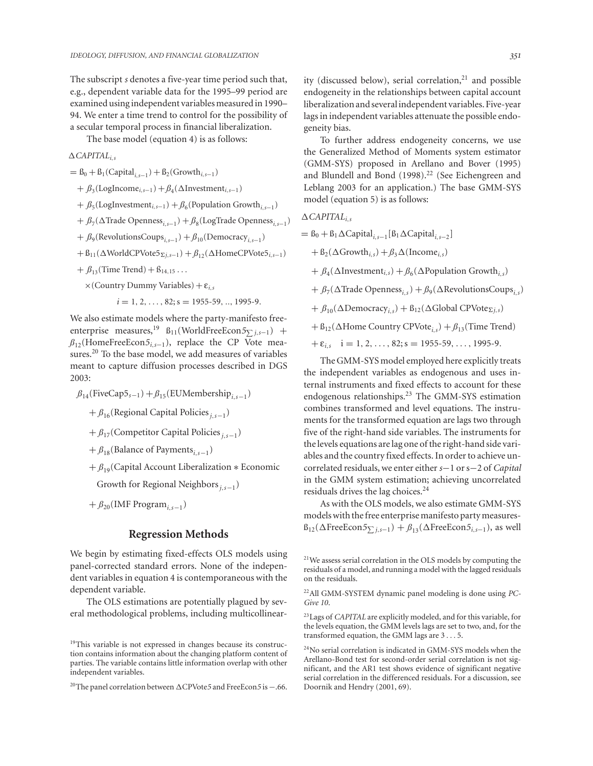The subscript *s* denotes a five-year time period such that, e.g., dependent variable data for the 1995–99 period are examined using independent variables measured in 1990–94. We enter a time trend to control for the possibility of a secular temporal process in financial liberalization.

The base model (equation 4) is as follows:

$$
\begin{aligned}
\Delta CAPITAL_{i,s} &= \text{ß}_0 + \text{ß}_1(\text{Capital}_{i,s-1}) + \text{ß}_2(\text{Growth}_{i,s-1}) \\
&+ \beta_3(\text{LogIncome}_{i,s-1}) + \beta_4(\Delta\text{Investment}_{i,s-1}) \\
&+ \beta_5(\text{LogInvestment}_{i,s-1}) + \beta_6(\text{Population Growth}_{i,s-1}) \\
&+ \beta_7(\Delta\text{Trade Openness}_{i,s-1}) + \beta_8(\text{LogTrade Openness}_{i,s-1}) \\
&+ \beta_9(\text{RevolutionsCoups}_{i,s-1}) + \beta_{10}(\text{Democracy}_{i,s-1}) \\
&+ \text{ß}_{11}(\Delta\text{WorldCPVote5}_{\Sigma j,s-1}) + \text{ß}_{12}(\Delta\text{HomeCPVote5}_{i,s-1}) \\
&+ \beta_{13}(\text{Time Trend}) + \text{ß}_{14,15}\ldots \\
&\times(\text{Country Dummy Variables}) + \varepsilon_{i,s} \\
&\qquad i = 1, 2, \ldots, 82;\ s = 1955\text{-}59, \ldots, 1995\text{-}9.
\end{aligned}
$$

We also estimate models where the party-manifesto free-enterprise measures,[19] $\text{ß}_{11}(\text{WorldFreeEcon}5_{\sum j,s-1})$ + $\beta_{12}(\text{HomeFreeEcon}5_{i,s-1})$, replace the CP Vote measures.[20] To the base model, we add measures of variables meant to capture diffusion processes described in DGS 2003:

$$
\begin{aligned}
&\beta_{14}(\text{FiveCap5}_{s-1}) + \beta_{15}(\text{EUMembership}_{i,s-1}) \\
&+ \beta_{16}(\text{Regional Capital Policies}_{j,s-1}) \\
&+ \beta_{17}(\text{Competitor Capital Policies}_{j,s-1}) \\
&+ \beta_{18}(\text{Balance of Payments}_{i,s-1}) \\
&+ \beta_{19}(\text{Capital Account Liberalization} * \text{Economic} \\
&\quad \text{Growth for Regional Neighbors}_{j,s-1}) \\
&+ \beta_{20}(\text{IMF Program}_{i,s-1})
\end{aligned}
$$

## Regression Methods

We begin by estimating fixed-effects OLS models using panel-corrected standard errors. None of the independent variables in equation 4 is contemporaneous with the dependent variable.

The OLS estimations are potentially plagued by several methodological problems, including multicollinearity (discussed below), serial correlation,[21] and possible endogeneity in the relationships between capital account liberalization and several independent variables. Five-year lags in independent variables attenuate the possible endogeneity bias.

To further address endogeneity concerns, we use the Generalized Method of Moments system estimator (GMM-SYS) proposed in Arellano and Bover (1995) and Blundell and Bond (1998).[22] (See Eichengreen and Leblang 2003 for an application.) The base GMM-SYS model (equation 5) is as follows:

$$
\begin{aligned}
\Delta CAPITAL_{i,s} &= \text{ß}_0 + \text{ß}_1\Delta\text{Capital}_{i,s-1}[\text{ß}_1\Delta\text{Capital}_{i,s-2}] \\
&+ \text{ß}_2(\Delta\text{Growth}_{i,s}) + \beta_3\Delta(\text{Income}_{i,s}) \\
&+ \beta_4(\Delta\text{Investment}_{i,s}) + \beta_6(\Delta\text{Population Growth}_{i,s}) \\
&+ \beta_7(\Delta\text{Trade Openness}_{i,s}) + \beta_9(\Delta\text{RevolutionsCoups}_{i,s}) \\
&+ \beta_{10}(\Delta\text{Democracy}_{i,s}) + \text{ß}_{12}(\Delta\text{Global CPVote}_{\Sigma j,s}) \\
&+ \text{ß}_{12}(\Delta\text{Home Country CPVote}_{i,s}) + \beta_{13}(\text{Time Trend}) \\
&+ \varepsilon_{i,s} \quad i = 1, 2, \ldots, 82;\ s = 1955\text{-}59, \ldots, 1995\text{-}9.
\end{aligned}
$$

The GMM-SYS model employed here explicitly treats the independent variables as endogenous and uses internal instruments and fixed effects to account for these endogenous relationships.[23] The GMM-SYS estimation combines transformed and level equations. The instruments for the transformed equation are lags two through five of the right-hand side variables. The instruments for the levels equations are lag one of the right-hand side variables and the country fixed effects. In order to achieve uncorrelated residuals, we enter either *s*−1 or s−2 of *Capital* in the GMM system estimation; achieving uncorrelated residuals drives the lag choices.[24]

As with the OLS models, we also estimate GMM-SYS models with the free enterprise manifesto party measures-$\text{ß}_{12}(\Delta\text{FreeEcon}5_{\sum j,s-1}) + \beta_{13}(\Delta\text{FreeEcon}5_{i,s-1})$, as well

---

[19] This variable is not expressed in changes because its construction contains information about the changing platform content of parties. The variable contains little information overlap with other independent variables.

[20] The panel correlation between ΔCPVote*5* and FreeEcon*5* is −.66.

[21] We assess serial correlation in the OLS models by computing the residuals of a model, and running a model with the lagged residuals on the residuals.

[22] All GMM-SYSTEM dynamic panel modeling is done using *PC-Give 10*.

[23] Lags of *CAPITAL* are explicitly modeled, and for this variable, for the levels equation, the GMM levels lags are set to two, and, for the transformed equation, the GMM lags are 3 . . . 5.

[24] No serial correlation is indicated in GMM-SYS models when the Arellano-Bond test for second-order serial correlation is not significant, and the AR1 test shows evidence of significant negative serial correlation in the differenced residuals. For a discussion, see Doornik and Hendry (2001, 69).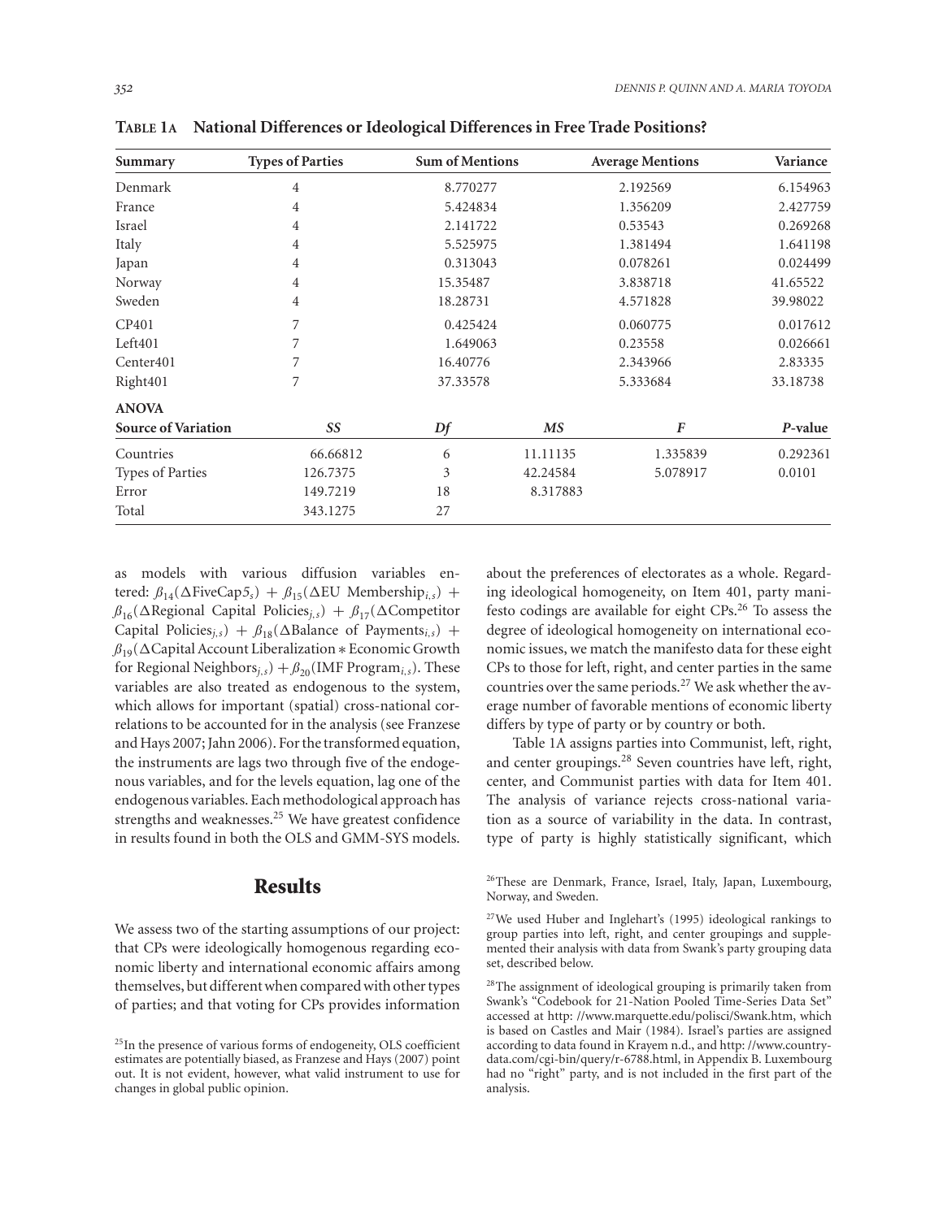**TABLE 1A National Differences or Ideological Differences in Free Trade Positions?**

| Summary | Types of Parties | Sum of Mentions | Average Mentions | Variance |
|---|---|---|---|---|
| Denmark | 4 | 8.770277 | 2.192569 | 6.154963 |
| France | 4 | 5.424834 | 1.356209 | 2.427759 |
| Israel | 4 | 2.141722 | 0.53543 | 0.269268 |
| Italy | 4 | 5.525975 | 1.381494 | 1.641198 |
| Japan | 4 | 0.313043 | 0.078261 | 0.024499 |
| Norway | 4 | 15.35487 | 3.838718 | 41.65522 |
| Sweden | 4 | 18.28731 | 4.571828 | 39.98022 |
| CP401 | 7 | 0.425424 | 0.060775 | 0.017612 |
| Left401 | 7 | 1.649063 | 0.23558 | 0.026661 |
| Center401 | 7 | 16.40776 | 2.343966 | 2.83335 |
| Right401 | 7 | 37.33578 | 5.333684 | 33.18738 |

**ANOVA**

| Source of Variation | *SS* | *Df* | *MS* | *F* | *P*-value |
|---|---|---|---|---|---|
| Countries | 66.66812 | 6 | 11.11135 | 1.335839 | 0.292361 |
| Types of Parties | 126.7375 | 3 | 42.24584 | 5.078917 | 0.0101 |
| Error | 149.7219 | 18 | 8.317883 | | |
| Total | 343.1275 | 27 | | | |

as models with various diffusion variables entered: $\beta_{14}(\Delta\text{FiveCap5}_s) + \beta_{15}(\Delta\text{EU Membership}_{i,s}) + \beta_{16}(\Delta\text{Regional Capital Policies}_{j,s}) + \beta_{17}(\Delta\text{Competitor Capital Policies}_{j,s}) + \beta_{18}(\Delta\text{Balance of Payments}_{i,s}) + \beta_{19}(\Delta\text{Capital Account Liberalization} * \text{Economic Growth for Regional Neighbors}_{j,s}) + \beta_{20}(\text{IMF Program}_{i,s})$. These variables are also treated as endogenous to the system, which allows for important (spatial) cross-national correlations to be accounted for in the analysis (see Franzese and Hays 2007; Jahn 2006). For the transformed equation, the instruments are lags two through five of the endogenous variables, and for the levels equation, lag one of the endogenous variables. Each methodological approach has strengths and weaknesses.[25] We have greatest confidence in results found in both the OLS and GMM-SYS models.

## Results

We assess two of the starting assumptions of our project: that CPs were ideologically homogenous regarding economic liberty and international economic affairs among themselves, but different when compared with other types of parties; and that voting for CPs provides information about the preferences of electorates as a whole. Regarding ideological homogeneity, on Item 401, party manifesto codings are available for eight CPs.[26] To assess the degree of ideological homogeneity on international economic issues, we match the manifesto data for these eight CPs to those for left, right, and center parties in the same countries over the same periods.[27] We ask whether the average number of favorable mentions of economic liberty differs by type of party or by country or both.

Table 1A assigns parties into Communist, left, right, and center groupings.[28] Seven countries have left, right, center, and Communist parties with data for Item 401. The analysis of variance rejects cross-national variation as a source of variability in the data. In contrast, type of party is highly statistically significant, which

[25] In the presence of various forms of endogeneity, OLS coefficient estimates are potentially biased, as Franzese and Hays (2007) point out. It is not evident, however, what valid instrument to use for changes in global public opinion.

[26] These are Denmark, France, Israel, Italy, Japan, Luxembourg, Norway, and Sweden.

[27] We used Huber and Inglehart's (1995) ideological rankings to group parties into left, right, and center groupings and supplemented their analysis with data from Swank's party grouping data set, described below.

[28] The assignment of ideological grouping is primarily taken from Swank's "Codebook for 21-Nation Pooled Time-Series Data Set" accessed at http: //www.marquette.edu/polisci/Swank.htm, which is based on Castles and Mair (1984). Israel's parties are assigned according to data found in Krayem n.d., and http: //www.country-data.com/cgi-bin/query/r-6788.html, in Appendix B. Luxembourg had no "right" party, and is not included in the first part of the analysis.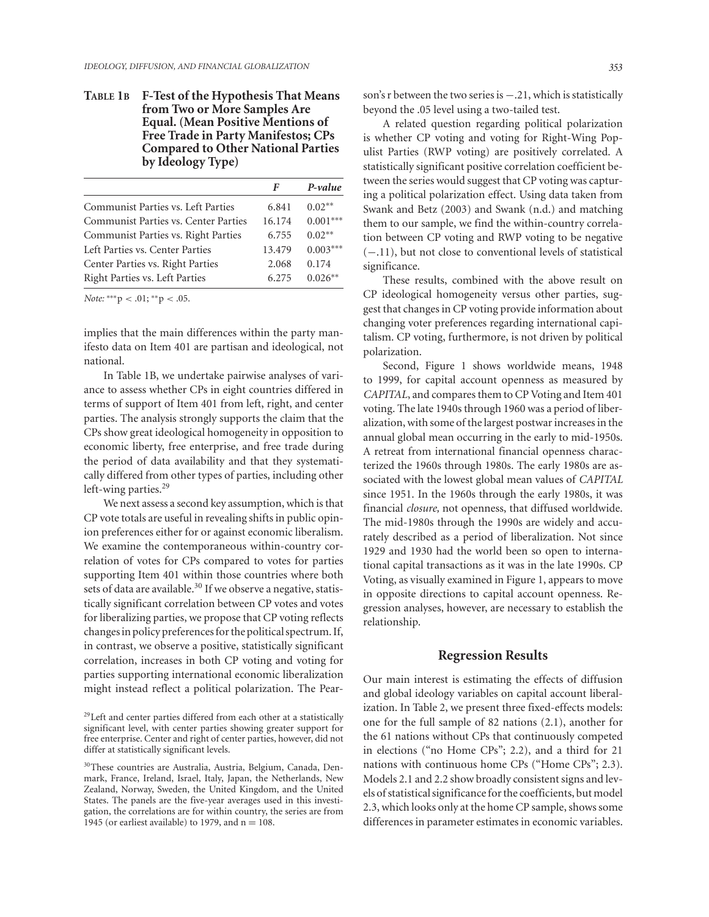**Table 1B F-Test of the Hypothesis That Means from Two or More Samples Are Equal. (Mean Positive Mentions of Free Trade in Party Manifestos; CPs Compared to Other National Parties by Ideology Type)**

| | *F* | *P-value* |
|---|---|---|
| Communist Parties vs. Left Parties | 6.841 | 0.02** |
| Communist Parties vs. Center Parties | 16.174 | 0.001*** |
| Communist Parties vs. Right Parties | 6.755 | 0.02** |
| Left Parties vs. Center Parties | 13.479 | 0.003*** |
| Center Parties vs. Right Parties | 2.068 | 0.174 |
| Right Parties vs. Left Parties | 6.275 | 0.026** |

*Note:* ***$p < .01$; **$p < .05$.

implies that the main differences within the party manifesto data on Item 401 are partisan and ideological, not national.

In Table 1B, we undertake pairwise analyses of variance to assess whether CPs in eight countries differed in terms of support of Item 401 from left, right, and center parties. The analysis strongly supports the claim that the CPs show great ideological homogeneity in opposition to economic liberty, free enterprise, and free trade during the period of data availability and that they systematically differed from other types of parties, including other left-wing parties.[29]

We next assess a second key assumption, which is that CP vote totals are useful in revealing shifts in public opinion preferences either for or against economic liberalism. We examine the contemporaneous within-country correlation of votes for CPs compared to votes for parties supporting Item 401 within those countries where both sets of data are available.[30] If we observe a negative, statistically significant correlation between CP votes and votes for liberalizing parties, we propose that CP voting reflects changes in policy preferences for the political spectrum. If, in contrast, we observe a positive, statistically significant correlation, increases in both CP voting and voting for parties supporting international economic liberalization might instead reflect a political polarization. The Pearson's r between the two series is −.21, which is statistically beyond the .05 level using a two-tailed test.

A related question regarding political polarization is whether CP voting and voting for Right-Wing Populist Parties (RWP voting) are positively correlated. A statistically significant positive correlation coefficient between the series would suggest that CP voting was capturing a political polarization effect. Using data taken from Swank and Betz (2003) and Swank (n.d.) and matching them to our sample, we find the within-country correlation between CP voting and RWP voting to be negative (−.11), but not close to conventional levels of statistical significance.

These results, combined with the above result on CP ideological homogeneity versus other parties, suggest that changes in CP voting provide information about changing voter preferences regarding international capitalism. CP voting, furthermore, is not driven by political polarization.

Second, Figure 1 shows worldwide means, 1948 to 1999, for capital account openness as measured by *CAPITAL*, and compares them to CP Voting and Item 401 voting. The late 1940s through 1960 was a period of liberalization, with some of the largest postwar increases in the annual global mean occurring in the early to mid-1950s. A retreat from international financial openness characterized the 1960s through 1980s. The early 1980s are associated with the lowest global mean values of *CAPITAL* since 1951. In the 1960s through the early 1980s, it was financial *closure,* not openness, that diffused worldwide. The mid-1980s through the 1990s are widely and accurately described as a period of liberalization. Not since 1929 and 1930 had the world been so open to international capital transactions as it was in the late 1990s. CP Voting, as visually examined in Figure 1, appears to move in opposite directions to capital account openness. Regression analyses, however, are necessary to establish the relationship.

## Regression Results

Our main interest is estimating the effects of diffusion and global ideology variables on capital account liberalization. In Table 2, we present three fixed-effects models: one for the full sample of 82 nations (2.1), another for the 61 nations without CPs that continuously competed in elections ("no Home CPs"; 2.2), and a third for 21 nations with continuous home CPs ("Home CPs"; 2.3). Models 2.1 and 2.2 show broadly consistent signs and levels of statistical significance for the coefficients, but model 2.3, which looks only at the home CP sample, shows some differences in parameter estimates in economic variables.

[29] Left and center parties differed from each other at a statistically significant level, with center parties showing greater support for free enterprise. Center and right of center parties, however, did not differ at statistically significant levels.

[30] These countries are Australia, Austria, Belgium, Canada, Denmark, France, Ireland, Israel, Italy, Japan, the Netherlands, New Zealand, Norway, Sweden, the United Kingdom, and the United States. The panels are the five-year averages used in this investigation, the correlations are for within country, the series are from 1945 (or earliest available) to 1979, and n = 108.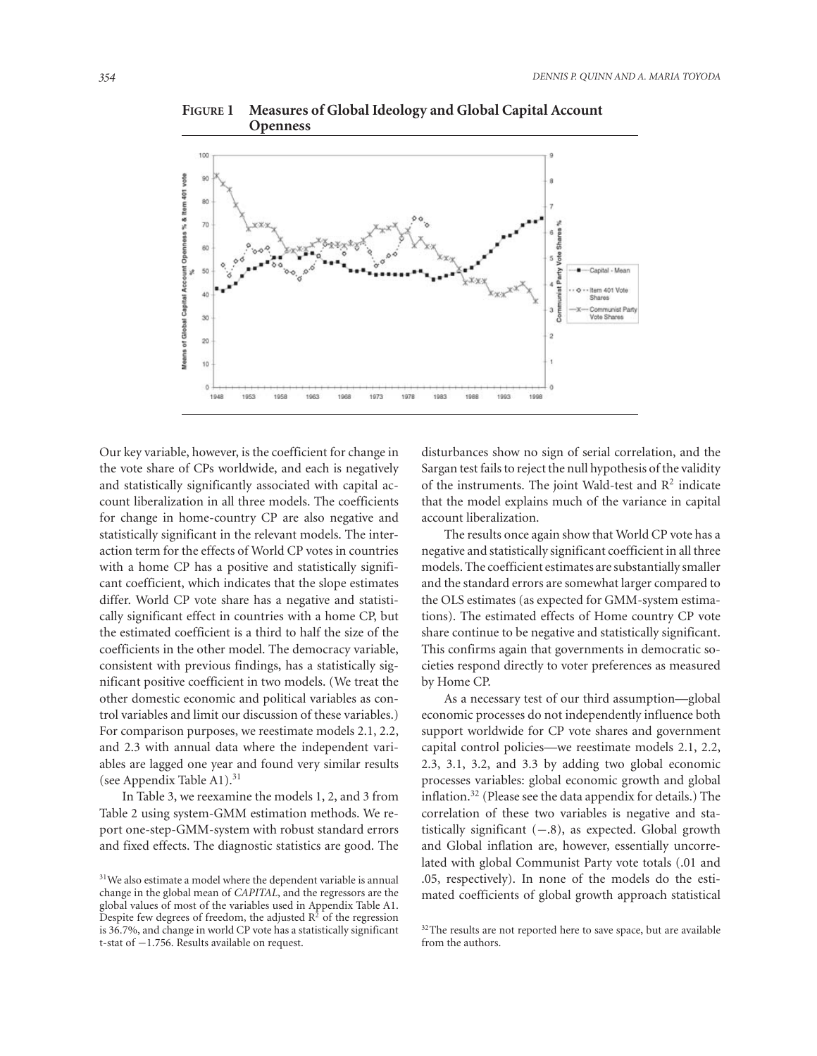**FIGURE 1 Measures of Global Ideology and Global Capital Account Openness**

Our key variable, however, is the coefficient for change in the vote share of CPs worldwide, and each is negatively and statistically significantly associated with capital account liberalization in all three models. The coefficients for change in home-country CP are also negative and statistically significant in the relevant models. The interaction term for the effects of World CP votes in countries with a home CP has a positive and statistically significant coefficient, which indicates that the slope estimates differ. World CP vote share has a negative and statistically significant effect in countries with a home CP, but the estimated coefficient is a third to half the size of the coefficients in the other model. The democracy variable, consistent with previous findings, has a statistically significant positive coefficient in two models. (We treat the other domestic economic and political variables as control variables and limit our discussion of these variables.) For comparison purposes, we reestimate models 2.1, 2.2, and 2.3 with annual data where the independent variables are lagged one year and found very similar results (see Appendix Table A1).[31]

In Table 3, we reexamine the models 1, 2, and 3 from Table 2 using system-GMM estimation methods. We report one-step-GMM-system with robust standard errors and fixed effects. The diagnostic statistics are good. The disturbances show no sign of serial correlation, and the Sargan test fails to reject the null hypothesis of the validity of the instruments. The joint Wald-test and $R^2$ indicate that the model explains much of the variance in capital account liberalization.

The results once again show that World CP vote has a negative and statistically significant coefficient in all three models. The coefficient estimates are substantially smaller and the standard errors are somewhat larger compared to the OLS estimates (as expected for GMM-system estimations). The estimated effects of Home country CP vote share continue to be negative and statistically significant. This confirms again that governments in democratic societies respond directly to voter preferences as measured by Home CP.

As a necessary test of our third assumption—global economic processes do not independently influence both support worldwide for CP vote shares and government capital control policies—we reestimate models 2.1, 2.2, 2.3, 3.1, 3.2, and 3.3 by adding two global economic processes variables: global economic growth and global inflation.[32] (Please see the data appendix for details.) The correlation of these two variables is negative and statistically significant (−.8), as expected. Global growth and Global inflation are, however, essentially uncorrelated with global Communist Party vote totals (.01 and .05, respectively). In none of the models do the estimated coefficients of global growth approach statistical

[31] We also estimate a model where the dependent variable is annual change in the global mean of *CAPITAL*, and the regressors are the global values of most of the variables used in Appendix Table A1. Despite few degrees of freedom, the adjusted $R^2$ of the regression is 36.7%, and change in world CP vote has a statistically significant t-stat of −1.756. Results available on request.

[32] The results are not reported here to save space, but are available from the authors.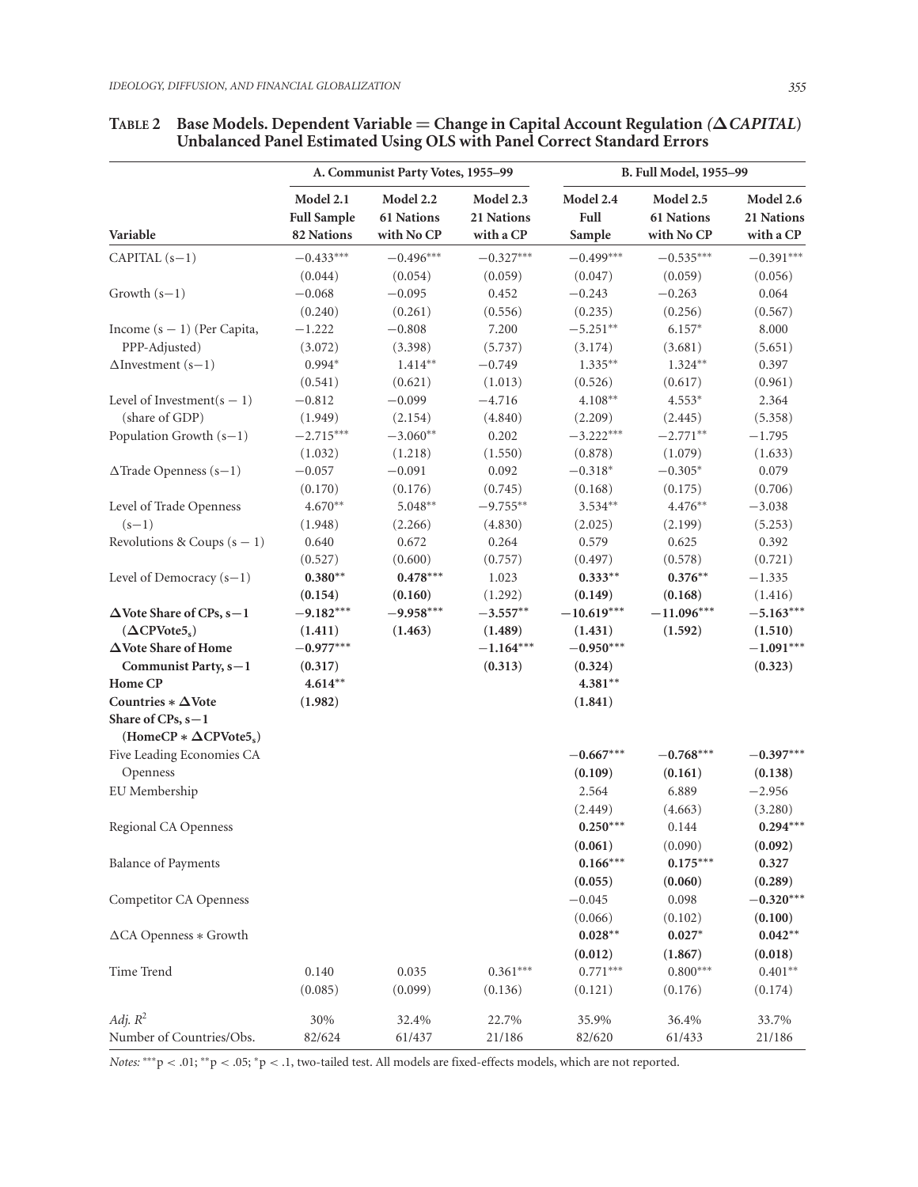**Table 2 Base Models. Dependent Variable = Change in Capital Account Regulation (Δ*CAPITAL*) Unbalanced Panel Estimated Using OLS with Panel Correct Standard Errors**

| | A. Communist Party Votes, 1955–99 | | | B. Full Model, 1955–99 | | |
|---|---|---|---|---|---|---|
| **Variable** | **Model 2.1 Full Sample 82 Nations** | **Model 2.2 61 Nations with No CP** | **Model 2.3 21 Nations with a CP** | **Model 2.4 Full Sample** | **Model 2.5 61 Nations with No CP** | **Model 2.6 21 Nations with a CP** |
| CAPITAL (s−1) | −0.433*** | −0.496*** | −0.327*** | −0.499*** | −0.535*** | −0.391*** |
| | (0.044) | (0.054) | (0.059) | (0.047) | (0.059) | (0.056) |
| Growth (s−1) | −0.068 | −0.095 | 0.452 | −0.243 | −0.263 | 0.064 |
| | (0.240) | (0.261) | (0.556) | (0.235) | (0.256) | (0.567) |
| Income (s − 1) (Per Capita, PPP-Adjusted) | −1.222 | −0.808 | 7.200 | −5.251** | 6.157* | 8.000 |
| | (3.072) | (3.398) | (5.737) | (3.174) | (3.681) | (5.651) |
| ΔInvestment (s−1) | 0.994* | 1.414** | −0.749 | 1.335** | 1.324** | 0.397 |
| | (0.541) | (0.621) | (1.013) | (0.526) | (0.617) | (0.961) |
| Level of Investment(s − 1) (share of GDP) | −0.812 | −0.099 | −4.716 | 4.108** | 4.553* | 2.364 |
| | (1.949) | (2.154) | (4.840) | (2.209) | (2.445) | (5.358) |
| Population Growth (s−1) | −2.715*** | −3.060** | 0.202 | −3.222*** | −2.771** | −1.795 |
| | (1.032) | (1.218) | (1.550) | (0.878) | (1.079) | (1.633) |
| ΔTrade Openness (s−1) | −0.057 | −0.091 | 0.092 | −0.318* | −0.305* | 0.079 |
| | (0.170) | (0.176) | (0.745) | (0.168) | (0.175) | (0.706) |
| Level of Trade Openness (s−1) | 4.670** | 5.048** | −9.755** | 3.534** | 4.476** | −3.038 |
| | (1.948) | (2.266) | (4.830) | (2.025) | (2.199) | (5.253) |
| Revolutions & Coups (s − 1) | 0.640 | 0.672 | 0.264 | 0.579 | 0.625 | 0.392 |
| | (0.527) | (0.600) | (0.757) | (0.497) | (0.578) | (0.721) |
| Level of Democracy (s−1) | **0.380**** | **0.478***** | 1.023 | **0.333**** | **0.376**** | −1.335 |
| | **(0.154)** | **(0.160)** | (1.292) | **(0.149)** | **(0.168)** | (1.416) |
| **ΔVote Share of CPs, s−1 (ΔCPVote5$_s$)** | **−9.182***** | **−9.958***** | **−3.557**** | **−10.619***** | **−11.096***** | **−5.163***** |
| | **(1.411)** | **(1.463)** | **(1.489)** | **(1.431)** | **(1.592)** | **(1.510)** |
| **ΔVote Share of Home Communist Party, s−1** | **−0.977***** | | **−1.164***** | **−0.950***** | | **−1.091***** |
| | **(0.317)** | | **(0.313)** | **(0.324)** | | **(0.323)** |
| **Home CP Countries ∗ ΔVote Share of CPs, s−1 (HomeCP ∗ ΔCPVote5$_s$)** | **4.614**** | | | **4.381**** | | |
| | **(1.982)** | | | **(1.841)** | | |
| Five Leading Economies CA Openness | | | | **−0.667***** | **−0.768***** | **−0.397***** |
| | | | | **(0.109)** | **(0.161)** | **(0.138)** |
| EU Membership | | | | 2.564 | 6.889 | −2.956 |
| | | | | (2.449) | (4.663) | (3.280) |
| Regional CA Openness | | | | **0.250***** | 0.144 | **0.294***** |
| | | | | **(0.061)** | (0.090) | **(0.092)** |
| Balance of Payments | | | | **0.166***** | **0.175***** | **0.327** |
| | | | | **(0.055)** | **(0.060)** | **(0.289)** |
| Competitor CA Openness | | | | −0.045 | 0.098 | **−0.320***** |
| | | | | (0.066) | (0.102) | **(0.100)** |
| ΔCA Openness ∗ Growth | | | | **0.028**** | **0.027*** | **0.042**** |
| | | | | **(0.012)** | **(1.867)** | **(0.018)** |
| Time Trend | 0.140 | 0.035 | 0.361*** | 0.771*** | 0.800*** | 0.401** |
| | (0.085) | (0.099) | (0.136) | (0.121) | (0.176) | (0.174) |
| *Adj.* $R^2$ | 30% | 32.4% | 22.7% | 35.9% | 36.4% | 33.7% |
| Number of Countries/Obs. | 82/624 | 61/437 | 21/186 | 82/620 | 61/433 | 21/186 |

*Notes:* ***p < .01; **p < .05; *p < .1, two-tailed test. All models are fixed-effects models, which are not reported.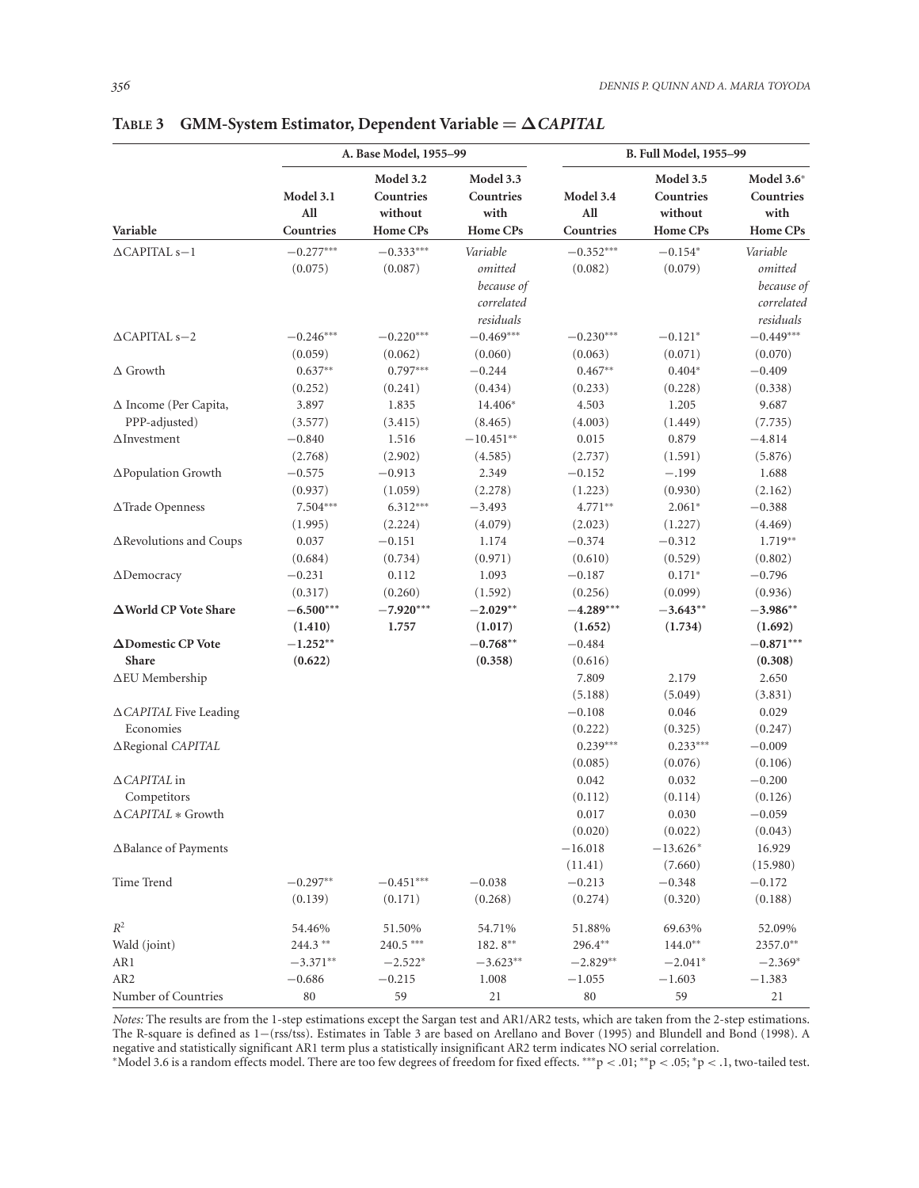**TABLE 3 GMM-System Estimator, Dependent Variable = Δ*CAPITAL***

| | A. Base Model, 1955–99 | | | B. Full Model, 1955–99 | | |
|---|---|---|---|---|---|---|
| Variable | Model 3.1 All Countries | Model 3.2 Countries without Home CPs | Model 3.3 Countries with Home CPs | Model 3.4 All Countries | Model 3.5 Countries without Home CPs | Model 3.6* Countries with Home CPs |
| ΔCAPITAL s−1 | −0.277*** | −0.333*** | *Variable omitted because of correlated residuals* | −0.352*** | −0.154* | *Variable omitted because of correlated residuals* |
| | (0.075) | (0.087) | | (0.082) | (0.079) | |
| ΔCAPITAL s−2 | −0.246*** | −0.220*** | −0.469*** | −0.230*** | −0.121* | −0.449*** |
| | (0.059) | (0.062) | (0.060) | (0.063) | (0.071) | (0.070) |
| Δ Growth | 0.637** | 0.797*** | −0.244 | 0.467** | 0.404* | −0.409 |
| | (0.252) | (0.241) | (0.434) | (0.233) | (0.228) | (0.338) |
| Δ Income (Per Capita, PPP-adjusted) | 3.897 | 1.835 | 14.406* | 4.503 | 1.205 | 9.687 |
| | (3.577) | (3.415) | (8.465) | (4.003) | (1.449) | (7.735) |
| ΔInvestment | −0.840 | 1.516 | −10.451** | 0.015 | 0.879 | −4.814 |
| | (2.768) | (2.902) | (4.585) | (2.737) | (1.591) | (5.876) |
| ΔPopulation Growth | −0.575 | −0.913 | 2.349 | −0.152 | −.199 | 1.688 |
| | (0.937) | (1.059) | (2.278) | (1.223) | (0.930) | (2.162) |
| ΔTrade Openness | 7.504*** | 6.312*** | −3.493 | 4.771** | 2.061* | −0.388 |
| | (1.995) | (2.224) | (4.079) | (2.023) | (1.227) | (4.469) |
| ΔRevolutions and Coups | 0.037 | −0.151 | 1.174 | −0.374 | −0.312 | 1.719** |
| | (0.684) | (0.734) | (0.971) | (0.610) | (0.529) | (0.802) |
| ΔDemocracy | −0.231 | 0.112 | 1.093 | −0.187 | 0.171* | −0.796 |
| | (0.317) | (0.260) | (1.592) | (0.256) | (0.099) | (0.936) |
| **ΔWorld CP Vote Share** | **−6.500*** ** | **−7.920*** ** | **−2.029** ** | **−4.289*** ** | **−3.643** ** | **−3.986** ** |
| | **(1.410)** | **1.757** | **(1.017)** | **(1.652)** | **(1.734)** | **(1.692)** |
| **ΔDomestic CP Vote Share** | **−1.252** ** | | **−0.768** ** | −0.484 | | **−0.871*** ** |
| | **(0.622)** | | **(0.358)** | (0.616) | | **(0.308)** |
| ΔEU Membership | | | | 7.809 | 2.179 | 2.650 |
| | | | | (5.188) | (5.049) | (3.831) |
| Δ*CAPITAL* Five Leading Economies | | | | −0.108 | 0.046 | 0.029 |
| | | | | (0.222) | (0.325) | (0.247) |
| ΔRegional *CAPITAL* | | | | 0.239*** | 0.233*** | −0.009 |
| | | | | (0.085) | (0.076) | (0.106) |
| Δ*CAPITAL* in Competitors | | | | 0.042 | 0.032 | −0.200 |
| | | | | (0.112) | (0.114) | (0.126) |
| Δ*CAPITAL* ∗ Growth | | | | 0.017 | 0.030 | −0.059 |
| | | | | (0.020) | (0.022) | (0.043) |
| ΔBalance of Payments | | | | −16.018 | −13.626* | 16.929 |
| | | | | (11.41) | (7.660) | (15.980) |
| Time Trend | −0.297** | −0.451*** | −0.038 | −0.213 | −0.348 | −0.172 |
| | (0.139) | (0.171) | (0.268) | (0.274) | (0.320) | (0.188) |
| $R^2$ | 54.46% | 51.50% | 54.71% | 51.88% | 69.63% | 52.09% |
| Wald (joint) | 244.3 ** | 240.5 *** | 182. 8** | 296.4** | 144.0** | 2357.0** |
| AR1 | −3.371** | −2.522* | −3.623** | −2.829** | −2.041* | −2.369* |
| AR2 | −0.686 | −0.215 | 1.008 | −1.055 | −1.603 | −1.383 |
| Number of Countries | 80 | 59 | 21 | 80 | 59 | 21 |

*Notes:* The results are from the 1-step estimations except the Sargan test and AR1/AR2 tests, which are taken from the 2-step estimations. The R-square is defined as 1−(rss/tss). Estimates in Table 3 are based on Arellano and Bover (1995) and Blundell and Bond (1998). A negative and statistically significant AR1 term plus a statistically insignificant AR2 term indicates NO serial correlation.
*Model 3.6 is a random effects model. There are too few degrees of freedom for fixed effects. ***$p < .01$; **$p < .05$; *$p < .1$, two-tailed test.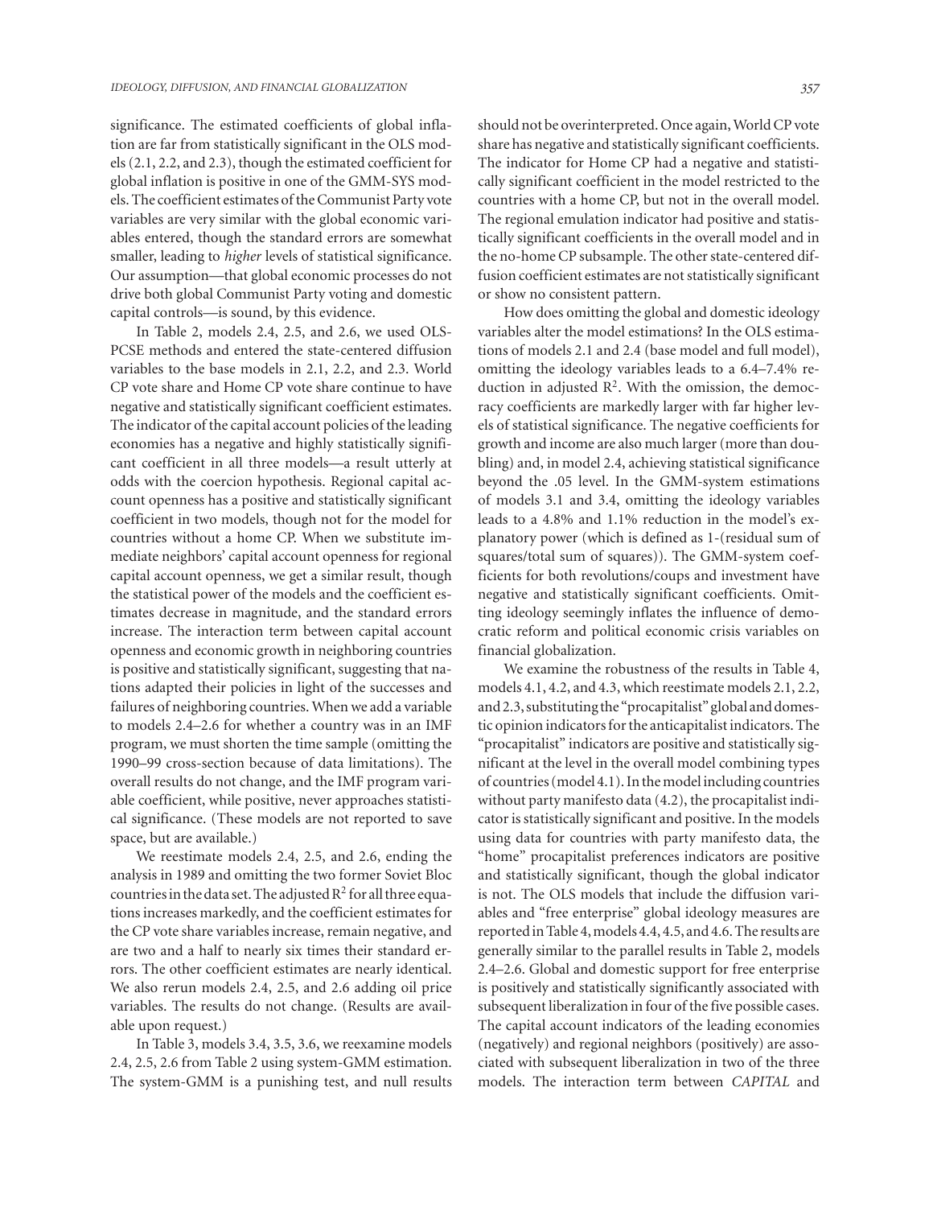significance. The estimated coefficients of global inflation are far from statistically significant in the OLS models (2.1, 2.2, and 2.3), though the estimated coefficient for global inflation is positive in one of the GMM-SYS models. The coefficient estimates of the Communist Party vote variables are very similar with the global economic variables entered, though the standard errors are somewhat smaller, leading to *higher* levels of statistical significance. Our assumption—that global economic processes do not drive both global Communist Party voting and domestic capital controls—is sound, by this evidence.

In Table 2, models 2.4, 2.5, and 2.6, we used OLS-PCSE methods and entered the state-centered diffusion variables to the base models in 2.1, 2.2, and 2.3. World CP vote share and Home CP vote share continue to have negative and statistically significant coefficient estimates. The indicator of the capital account policies of the leading economies has a negative and highly statistically significant coefficient in all three models—a result utterly at odds with the coercion hypothesis. Regional capital account openness has a positive and statistically significant coefficient in two models, though not for the model for countries without a home CP. When we substitute immediate neighbors' capital account openness for regional capital account openness, we get a similar result, though the statistical power of the models and the coefficient estimates decrease in magnitude, and the standard errors increase. The interaction term between capital account openness and economic growth in neighboring countries is positive and statistically significant, suggesting that nations adapted their policies in light of the successes and failures of neighboring countries. When we add a variable to models 2.4–2.6 for whether a country was in an IMF program, we must shorten the time sample (omitting the 1990–99 cross-section because of data limitations). The overall results do not change, and the IMF program variable coefficient, while positive, never approaches statistical significance. (These models are not reported to save space, but are available.)

We reestimate models 2.4, 2.5, and 2.6, ending the analysis in 1989 and omitting the two former Soviet Bloc countries in the data set. The adjusted $R^2$ for all three equations increases markedly, and the coefficient estimates for the CP vote share variables increase, remain negative, and are two and a half to nearly six times their standard errors. The other coefficient estimates are nearly identical. We also rerun models 2.4, 2.5, and 2.6 adding oil price variables. The results do not change. (Results are available upon request.)

In Table 3, models 3.4, 3.5, 3.6, we reexamine models 2.4, 2.5, 2.6 from Table 2 using system-GMM estimation. The system-GMM is a punishing test, and null results should not be overinterpreted. Once again, World CP vote share has negative and statistically significant coefficients. The indicator for Home CP had a negative and statistically significant coefficient in the model restricted to the countries with a home CP, but not in the overall model. The regional emulation indicator had positive and statistically significant coefficients in the overall model and in the no-home CP subsample. The other state-centered diffusion coefficient estimates are not statistically significant or show no consistent pattern.

How does omitting the global and domestic ideology variables alter the model estimations? In the OLS estimations of models 2.1 and 2.4 (base model and full model), omitting the ideology variables leads to a 6.4–7.4% reduction in adjusted $R^2$. With the omission, the democracy coefficients are markedly larger with far higher levels of statistical significance. The negative coefficients for growth and income are also much larger (more than doubling) and, in model 2.4, achieving statistical significance beyond the .05 level. In the GMM-system estimations of models 3.1 and 3.4, omitting the ideology variables leads to a 4.8% and 1.1% reduction in the model's explanatory power (which is defined as 1-(residual sum of squares/total sum of squares)). The GMM-system coefficients for both revolutions/coups and investment have negative and statistically significant coefficients. Omitting ideology seemingly inflates the influence of democratic reform and political economic crisis variables on financial globalization.

We examine the robustness of the results in Table 4, models 4.1, 4.2, and 4.3, which reestimate models 2.1, 2.2, and 2.3, substituting the "procapitalist" global and domestic opinion indicators for the anticapitalist indicators. The "procapitalist" indicators are positive and statistically significant at the level in the overall model combining types of countries (model 4.1). In the model including countries without party manifesto data (4.2), the procapitalist indicator is statistically significant and positive. In the models using data for countries with party manifesto data, the "home" procapitalist preferences indicators are positive and statistically significant, though the global indicator is not. The OLS models that include the diffusion variables and "free enterprise" global ideology measures are reported in Table 4, models 4.4, 4.5, and 4.6. The results are generally similar to the parallel results in Table 2, models 2.4–2.6. Global and domestic support for free enterprise is positively and statistically significantly associated with subsequent liberalization in four of the five possible cases. The capital account indicators of the leading economies (negatively) and regional neighbors (positively) are associated with subsequent liberalization in two of the three models. The interaction term between *CAPITAL* and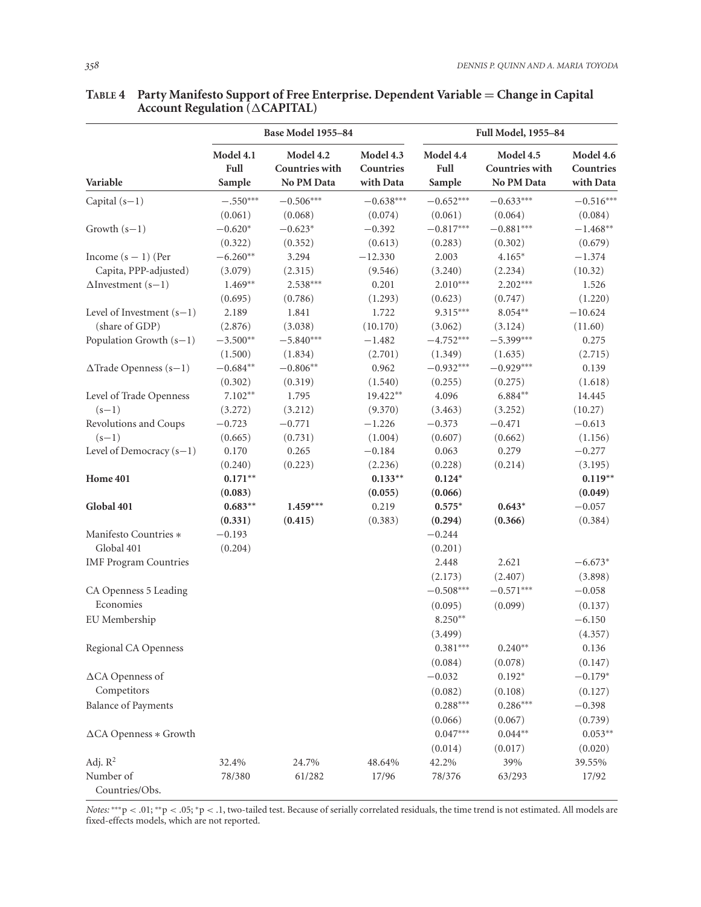**TABLE 4 Party Manifesto Support of Free Enterprise. Dependent Variable = Change in Capital Account Regulation (ΔCAPITAL)**

| | Base Model 1955–84 | | | Full Model, 1955–84 | | |
|---|---|---|---|---|---|---|
| Variable | Model 4.1 Full Sample | Model 4.2 Countries with No PM Data | Model 4.3 Countries with Data | Model 4.4 Full Sample | Model 4.5 Countries with No PM Data | Model 4.6 Countries with Data |
| Capital (s−1) | −.550*** | −0.506*** | −0.638*** | −0.652*** | −0.633*** | −0.516*** |
| | (0.061) | (0.068) | (0.074) | (0.061) | (0.064) | (0.084) |
| Growth (s−1) | −0.620* | −0.623* | −0.392 | −0.817*** | −0.881*** | −1.468** |
| | (0.322) | (0.352) | (0.613) | (0.283) | (0.302) | (0.679) |
| Income (s − 1) (Per Capita, PPP-adjusted) | −6.260** | 3.294 | −12.330 | 2.003 | 4.165* | −1.374 |
| | (3.079) | (2.315) | (9.546) | (3.240) | (2.234) | (10.32) |
| ΔInvestment (s−1) | 1.469** | 2.538*** | 0.201 | 2.010*** | 2.202*** | 1.526 |
| | (0.695) | (0.786) | (1.293) | (0.623) | (0.747) | (1.220) |
| Level of Investment (s−1) (share of GDP) | 2.189 | 1.841 | 1.722 | 9.315*** | 8.054** | −10.624 |
| | (2.876) | (3.038) | (10.170) | (3.062) | (3.124) | (11.60) |
| Population Growth (s−1) | −3.500** | −5.840*** | −1.482 | −4.752*** | −5.399*** | 0.275 |
| | (1.500) | (1.834) | (2.701) | (1.349) | (1.635) | (2.715) |
| ΔTrade Openness (s−1) | −0.684** | −0.806** | 0.962 | −0.932*** | −0.929*** | 0.139 |
| | (0.302) | (0.319) | (1.540) | (0.255) | (0.275) | (1.618) |
| Level of Trade Openness (s−1) | 7.102** | 1.795 | 19.422** | 4.096 | 6.884** | 14.445 |
| | (3.272) | (3.212) | (9.370) | (3.463) | (3.252) | (10.27) |
| Revolutions and Coups (s−1) | −0.723 | −0.771 | −1.226 | −0.373 | −0.471 | −0.613 |
| | (0.665) | (0.731) | (1.004) | (0.607) | (0.662) | (1.156) |
| Level of Democracy (s−1) | 0.170 | 0.265 | −0.184 | 0.063 | 0.279 | −0.277 |
| | (0.240) | (0.223) | (2.236) | (0.228) | (0.214) | (3.195) |
| **Home 401** | **0.171**** | | **0.133**** | **0.124*** | | **0.119**** |
| | **(0.083)** | | **(0.055)** | **(0.066)** | | **(0.049)** |
| **Global 401** | **0.683**** | **1.459***** | 0.219 | **0.575*** | **0.643*** | −0.057 |
| | **(0.331)** | **(0.415)** | (0.383) | **(0.294)** | **(0.366)** | (0.384) |
| Manifesto Countries ∗ Global 401 | −0.193 | | | −0.244 | | |
| | (0.204) | | | (0.201) | | |
| IMF Program Countries | | | | 2.448 | 2.621 | −6.673* |
| | | | | (2.173) | (2.407) | (3.898) |
| CA Openness 5 Leading Economies | | | | −0.508*** | −0.571*** | −0.058 |
| | | | | (0.095) | (0.099) | (0.137) |
| EU Membership | | | | 8.250** | | −6.150 |
| | | | | (3.499) | | (4.357) |
| Regional CA Openness | | | | 0.381*** | 0.240** | 0.136 |
| | | | | (0.084) | (0.078) | (0.147) |
| ΔCA Openness of Competitors | | | | −0.032 | 0.192* | −0.179* |
| | | | | (0.082) | (0.108) | (0.127) |
| Balance of Payments | | | | 0.288*** | 0.286*** | −0.398 |
| | | | | (0.066) | (0.067) | (0.739) |
| ΔCA Openness ∗ Growth | | | | 0.047*** | 0.044** | 0.053** |
| | | | | (0.014) | (0.017) | (0.020) |
| Adj. $R^2$ | 32.4% | 24.7% | 48.64% | 42.2% | 39% | 39.55% |
| Number of Countries/Obs. | 78/380 | 61/282 | 17/96 | 78/376 | 63/293 | 17/92 |

*Notes:* ***p < .01; **p < .05; *p < .1, two-tailed test. Because of serially correlated residuals, the time trend is not estimated. All models are fixed-effects models, which are not reported.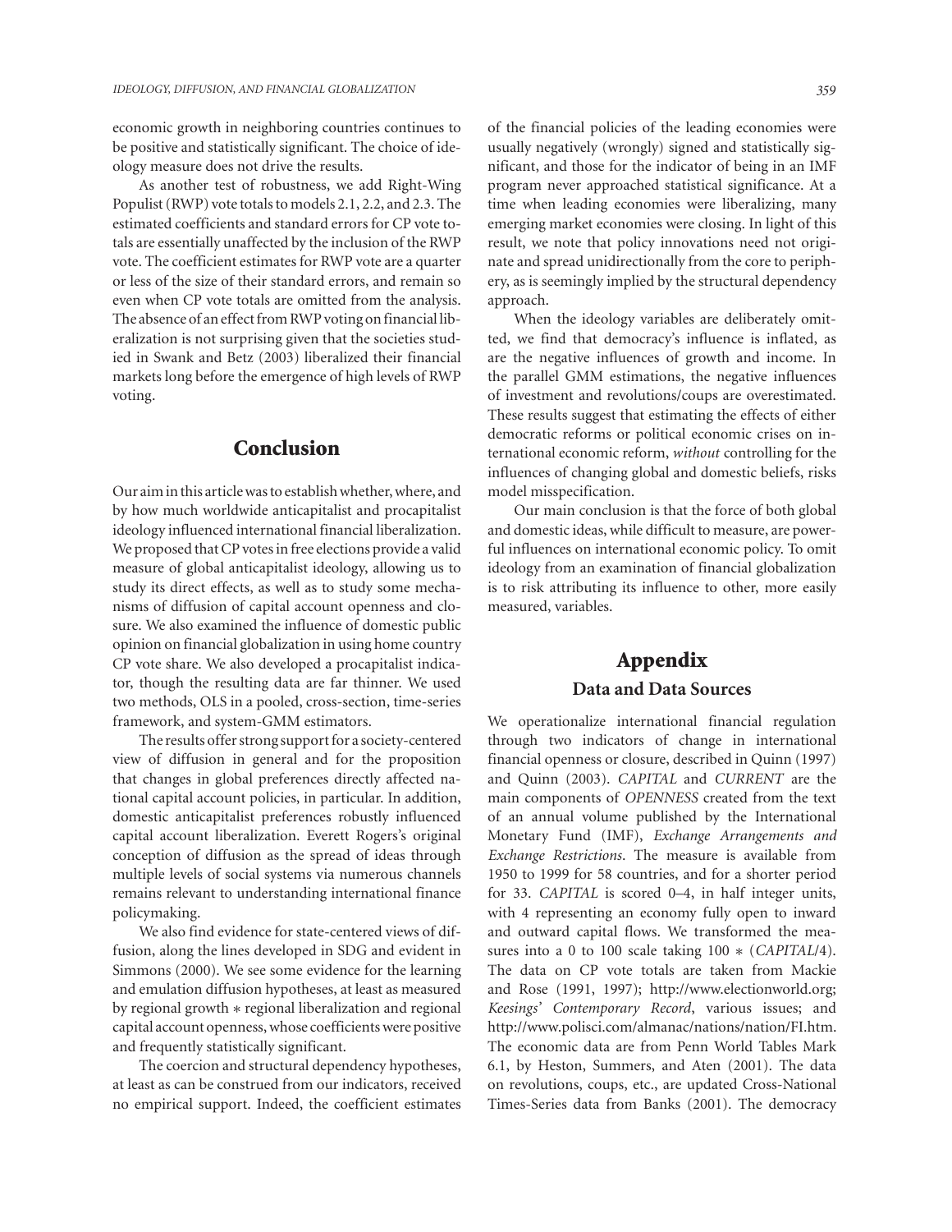economic growth in neighboring countries continues to be positive and statistically significant. The choice of ideology measure does not drive the results.

As another test of robustness, we add Right-Wing Populist (RWP) vote totals to models 2.1, 2.2, and 2.3. The estimated coefficients and standard errors for CP vote totals are essentially unaffected by the inclusion of the RWP vote. The coefficient estimates for RWP vote are a quarter or less of the size of their standard errors, and remain so even when CP vote totals are omitted from the analysis. The absence of an effect from RWP voting on financial liberalization is not surprising given that the societies studied in Swank and Betz (2003) liberalized their financial markets long before the emergence of high levels of RWP voting.

## Conclusion

Our aim in this article was to establish whether, where, and by how much worldwide anticapitalist and procapitalist ideology influenced international financial liberalization. We proposed that CP votes in free elections provide a valid measure of global anticapitalist ideology, allowing us to study its direct effects, as well as to study some mechanisms of diffusion of capital account openness and closure. We also examined the influence of domestic public opinion on financial globalization in using home country CP vote share. We also developed a procapitalist indicator, though the resulting data are far thinner. We used two methods, OLS in a pooled, cross-section, time-series framework, and system-GMM estimators.

The results offer strong support for a society-centered view of diffusion in general and for the proposition that changes in global preferences directly affected national capital account policies, in particular. In addition, domestic anticapitalist preferences robustly influenced capital account liberalization. Everett Rogers's original conception of diffusion as the spread of ideas through multiple levels of social systems via numerous channels remains relevant to understanding international finance policymaking.

We also find evidence for state-centered views of diffusion, along the lines developed in SDG and evident in Simmons (2000). We see some evidence for the learning and emulation diffusion hypotheses, at least as measured by regional growth ∗ regional liberalization and regional capital account openness, whose coefficients were positive and frequently statistically significant.

The coercion and structural dependency hypotheses, at least as can be construed from our indicators, received no empirical support. Indeed, the coefficient estimates of the financial policies of the leading economies were usually negatively (wrongly) signed and statistically significant, and those for the indicator of being in an IMF program never approached statistical significance. At a time when leading economies were liberalizing, many emerging market economies were closing. In light of this result, we note that policy innovations need not originate and spread unidirectionally from the core to periphery, as is seemingly implied by the structural dependency approach.

When the ideology variables are deliberately omitted, we find that democracy's influence is inflated, as are the negative influences of growth and income. In the parallel GMM estimations, the negative influences of investment and revolutions/coups are overestimated. These results suggest that estimating the effects of either democratic reforms or political economic crises on international economic reform, *without* controlling for the influences of changing global and domestic beliefs, risks model misspecification.

Our main conclusion is that the force of both global and domestic ideas, while difficult to measure, are powerful influences on international economic policy. To omit ideology from an examination of financial globalization is to risk attributing its influence to other, more easily measured, variables.

## Appendix

### Data and Data Sources

We operationalize international financial regulation through two indicators of change in international financial openness or closure, described in Quinn (1997) and Quinn (2003). *CAPITAL* and *CURRENT* are the main components of *OPENNESS* created from the text of an annual volume published by the International Monetary Fund (IMF), *Exchange Arrangements and Exchange Restrictions*. The measure is available from 1950 to 1999 for 58 countries, and for a shorter period for 33. *CAPITAL* is scored 0–4, in half integer units, with 4 representing an economy fully open to inward and outward capital flows. We transformed the measures into a 0 to 100 scale taking 100 ∗ (*CAPITAL*/4). The data on CP vote totals are taken from Mackie and Rose (1991, 1997); http://www.electionworld.org; *Keesings' Contemporary Record*, various issues; and http://www.polisci.com/almanac/nations/nation/FI.htm. The economic data are from Penn World Tables Mark 6.1, by Heston, Summers, and Aten (2001). The data on revolutions, coups, etc., are updated Cross-National Times-Series data from Banks (2001). The democracy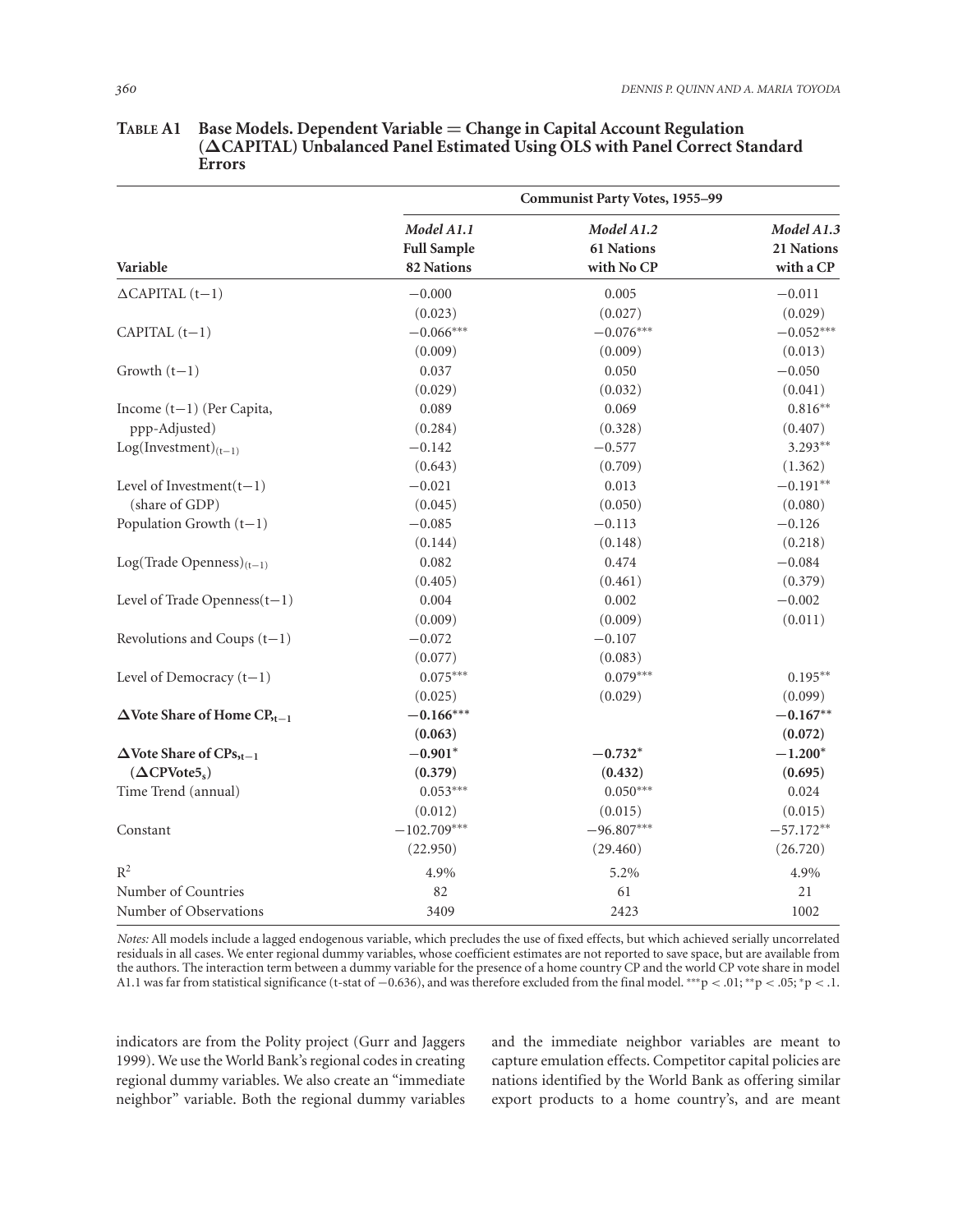**Table A1 Base Models. Dependent Variable = Change in Capital Account Regulation (ΔCAPITAL) Unbalanced Panel Estimated Using OLS with Panel Correct Standard Errors**

| | Communist Party Votes, 1955–99 | | |
|---|---|---|---|
| **Variable** | ***Model A1.1*** **Full Sample 82 Nations** | ***Model A1.2*** **61 Nations with No CP** | ***Model A1.3*** **21 Nations with a CP** |
| ΔCAPITAL (t−1) | −0.000 | 0.005 | −0.011 |
| | (0.023) | (0.027) | (0.029) |
| CAPITAL (t−1) | −0.066*** | −0.076*** | −0.052*** |
| | (0.009) | (0.009) | (0.013) |
| Growth (t−1) | 0.037 | 0.050 | −0.050 |
| | (0.029) | (0.032) | (0.041) |
| Income (t−1) (Per Capita, ppp-Adjusted) | 0.089 | 0.069 | 0.816** |
| | (0.284) | (0.328) | (0.407) |
| $\text{Log(Investment)}_{(t-1)}$ | −0.142 | −0.577 | 3.293** |
| | (0.643) | (0.709) | (1.362) |
| Level of Investment(t−1) (share of GDP) | −0.021 | 0.013 | −0.191** |
| | (0.045) | (0.050) | (0.080) |
| Population Growth (t−1) | −0.085 | −0.113 | −0.126 |
| | (0.144) | (0.148) | (0.218) |
| $\text{Log(Trade Openness)}_{(t-1)}$ | 0.082 | 0.474 | −0.084 |
| | (0.405) | (0.461) | (0.379) |
| Level of Trade Openness(t−1) | 0.004 | 0.002 | −0.002 |
| | (0.009) | (0.009) | (0.011) |
| Revolutions and Coups (t−1) | −0.072 | −0.107 | |
| | (0.077) | (0.083) | |
| Level of Democracy (t−1) | 0.075*** | 0.079*** | 0.195** |
| | (0.025) | (0.029) | (0.099) |
| **Δ Vote Share of Home $\text{CP}_{,t-1}$** | **−0.166*** ** | | **−0.167** ** |
| | **(0.063)** | | **(0.072)** |
| **Δ Vote Share of $\text{CPs}_{,t-1}$ (Δ$\text{CPVote5}_s$)** | **−0.901*** | **−0.732*** | **−1.200*** |
| | **(0.379)** | **(0.432)** | **(0.695)** |
| Time Trend (annual) | 0.053*** | 0.050*** | 0.024 |
| | (0.012) | (0.015) | (0.015) |
| Constant | −102.709*** | −96.807*** | −57.172** |
| | (22.950) | (29.460) | (26.720) |
| $R^2$ | 4.9% | 5.2% | 4.9% |
| Number of Countries | 82 | 61 | 21 |
| Number of Observations | 3409 | 2423 | 1002 |

*Notes:* All models include a lagged endogenous variable, which precludes the use of fixed effects, but which achieved serially uncorrelated residuals in all cases. We enter regional dummy variables, whose coefficient estimates are not reported to save space, but are available from the authors. The interaction term between a dummy variable for the presence of a home country CP and the world CP vote share in model A1.1 was far from statistical significance (t-stat of −0.636), and was therefore excluded from the final model. ***$p < .01$; **$p < .05$; *$p < .1$.

indicators are from the Polity project (Gurr and Jaggers 1999). We use the World Bank's regional codes in creating regional dummy variables. We also create an "immediate neighbor" variable. Both the regional dummy variables and the immediate neighbor variables are meant to capture emulation effects. Competitor capital policies are nations identified by the World Bank as offering similar export products to a home country's, and are meant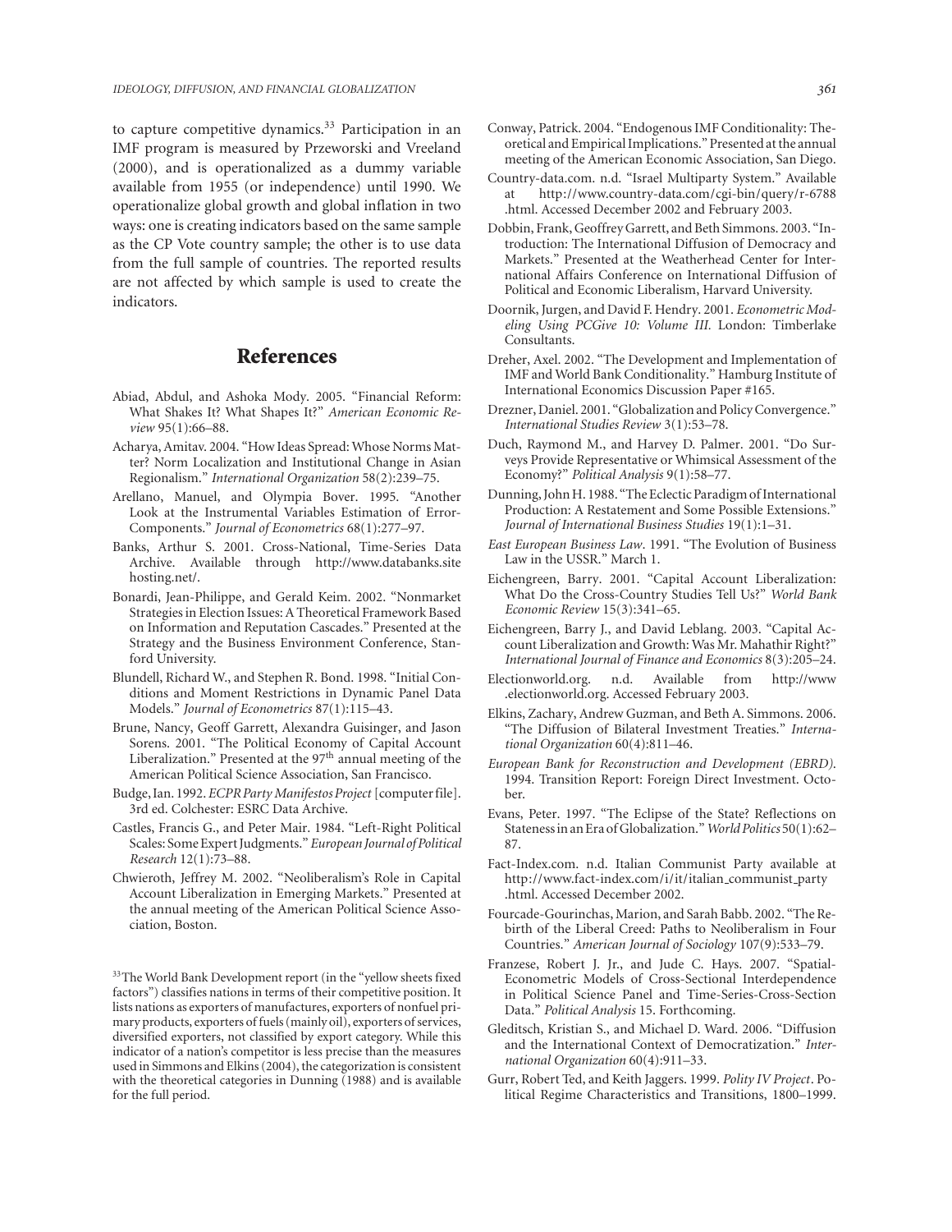to capture competitive dynamics.[33] Participation in an IMF program is measured by Przeworski and Vreeland (2000), and is operationalized as a dummy variable available from 1955 (or independence) until 1990. We operationalize global growth and global inflation in two ways: one is creating indicators based on the same sample as the CP Vote country sample; the other is to use data from the full sample of countries. The reported results are not affected by which sample is used to create the indicators.

[33] The World Bank Development report (in the "yellow sheets fixed factors") classifies nations in terms of their competitive position. It lists nations as exporters of manufactures, exporters of nonfuel primary products, exporters of fuels (mainly oil), exporters of services, diversified exporters, not classified by export category. While this indicator of a nation's competitor is less precise than the measures used in Simmons and Elkins (2004), the categorization is consistent with the theoretical categories in Dunning (1988) and is available for the full period.

# References

Abiad, Abdul, and Ashoka Mody. 2005. "Financial Reform: What Shakes It? What Shapes It?" *American Economic Review* 95(1):66–88.

Acharya, Amitav. 2004. "How Ideas Spread: Whose Norms Matter? Norm Localization and Institutional Change in Asian Regionalism." *International Organization* 58(2):239–75.

Arellano, Manuel, and Olympia Bover. 1995. "Another Look at the Instrumental Variables Estimation of Error-Components." *Journal of Econometrics* 68(1):277–97.

Banks, Arthur S. 2001. Cross-National, Time-Series Data Archive. Available through http://www.databanks.sitehosting.net/.

Bonardi, Jean-Philippe, and Gerald Keim. 2002. "Nonmarket Strategies in Election Issues: A Theoretical Framework Based on Information and Reputation Cascades." Presented at the Strategy and the Business Environment Conference, Stanford University.

Blundell, Richard W., and Stephen R. Bond. 1998. "Initial Conditions and Moment Restrictions in Dynamic Panel Data Models." *Journal of Econometrics* 87(1):115–43.

Brune, Nancy, Geoff Garrett, Alexandra Guisinger, and Jason Sorens. 2001. "The Political Economy of Capital Account Liberalization." Presented at the 97th annual meeting of the American Political Science Association, San Francisco.

Budge, Ian. 1992. *ECPR Party Manifestos Project* [computer file]. 3rd ed. Colchester: ESRC Data Archive.

Castles, Francis G., and Peter Mair. 1984. "Left-Right Political Scales: Some Expert Judgments." *European Journal of Political Research* 12(1):73–88.

Chwieroth, Jeffrey M. 2002. "Neoliberalism's Role in Capital Account Liberalization in Emerging Markets." Presented at the annual meeting of the American Political Science Association, Boston.

Conway, Patrick. 2004. "Endogenous IMF Conditionality: Theoretical and Empirical Implications." Presented at the annual meeting of the American Economic Association, San Diego.

Country-data.com. n.d. "Israel Multiparty System." Available at http://www.country-data.com/cgi-bin/query/r-6788.html. Accessed December 2002 and February 2003.

Dobbin, Frank, Geoffrey Garrett, and Beth Simmons. 2003. "Introduction: The International Diffusion of Democracy and Markets." Presented at the Weatherhead Center for International Affairs Conference on International Diffusion of Political and Economic Liberalism, Harvard University.

Doornik, Jurgen, and David F. Hendry. 2001. *Econometric Modeling Using PCGive 10: Volume III.* London: Timberlake Consultants.

Dreher, Axel. 2002. "The Development and Implementation of IMF and World Bank Conditionality." Hamburg Institute of International Economics Discussion Paper #165.

Drezner, Daniel. 2001. "Globalization and Policy Convergence." *International Studies Review* 3(1):53–78.

Duch, Raymond M., and Harvey D. Palmer. 2001. "Do Surveys Provide Representative or Whimsical Assessment of the Economy?" *Political Analysis* 9(1):58–77.

Dunning, John H. 1988. "The Eclectic Paradigm of International Production: A Restatement and Some Possible Extensions." *Journal of International Business Studies* 19(1):1–31.

*East European Business Law*. 1991. "The Evolution of Business Law in the USSR." March 1.

Eichengreen, Barry. 2001. "Capital Account Liberalization: What Do the Cross-Country Studies Tell Us?" *World Bank Economic Review* 15(3):341–65.

Eichengreen, Barry J., and David Leblang. 2003. "Capital Account Liberalization and Growth: Was Mr. Mahathir Right?" *International Journal of Finance and Economics* 8(3):205–24.

Electionworld.org. n.d. Available from http://www.electionworld.org. Accessed February 2003.

Elkins, Zachary, Andrew Guzman, and Beth A. Simmons. 2006. "The Diffusion of Bilateral Investment Treaties." *International Organization* 60(4):811–46.

*European Bank for Reconstruction and Development (EBRD)*. 1994. Transition Report: Foreign Direct Investment. October.

Evans, Peter. 1997. "The Eclipse of the State? Reflections on Stateness in an Era of Globalization." *World Politics* 50(1):62–87.

Fact-Index.com. n.d. Italian Communist Party available at http://www.fact-index.com/i/it/italian_communist_party.html. Accessed December 2002.

Fourcade-Gourinchas, Marion, and Sarah Babb. 2002. "The Rebirth of the Liberal Creed: Paths to Neoliberalism in Four Countries." *American Journal of Sociology* 107(9):533–79.

Franzese, Robert J. Jr., and Jude C. Hays. 2007. "Spatial-Econometric Models of Cross-Sectional Interdependence in Political Science Panel and Time-Series-Cross-Section Data." *Political Analysis* 15. Forthcoming.

Gleditsch, Kristian S., and Michael D. Ward. 2006. "Diffusion and the International Context of Democratization." *International Organization* 60(4):911–33.

Gurr, Robert Ted, and Keith Jaggers. 1999. *Polity IV Project*. Political Regime Characteristics and Transitions, 1800–1999.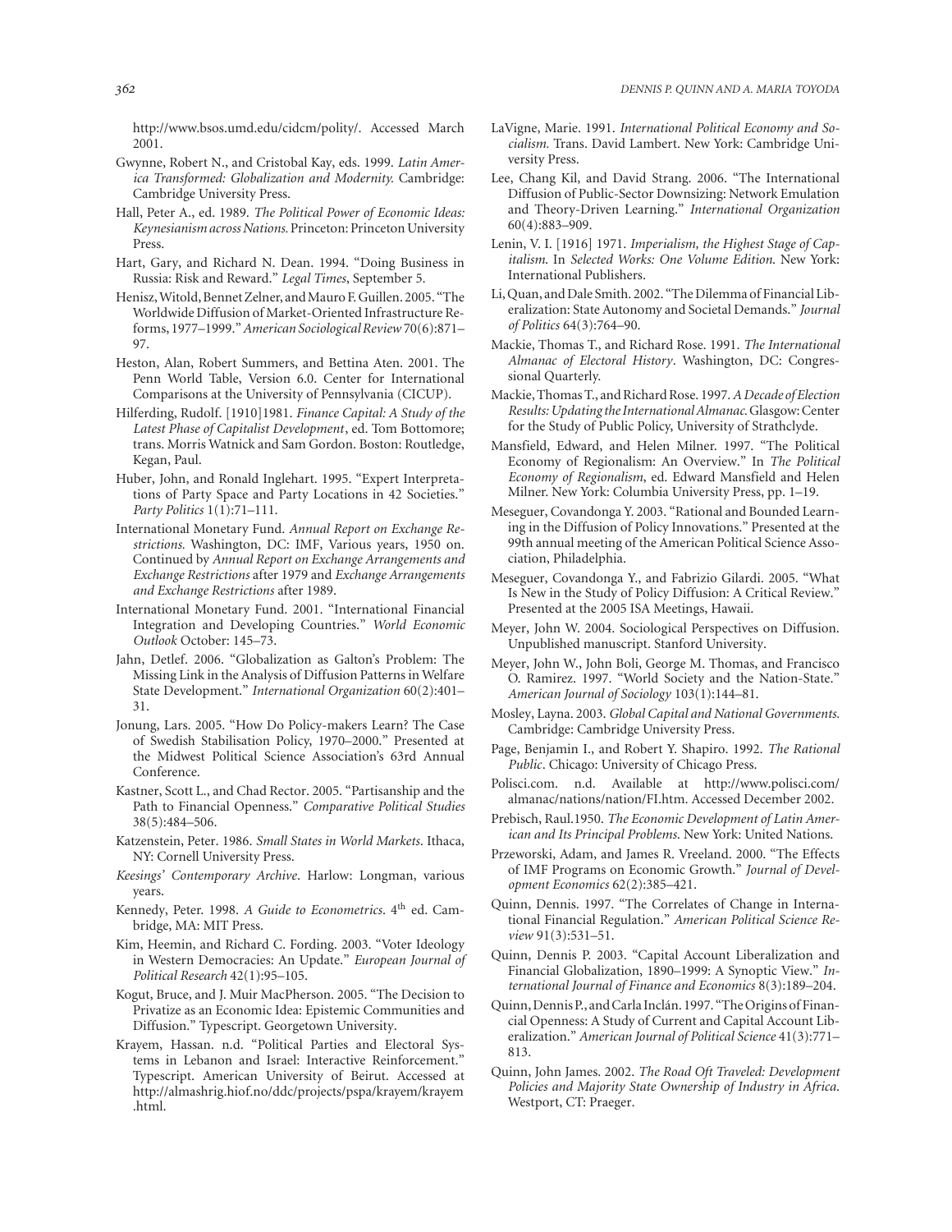http://www.bsos.umd.edu/cidcm/polity/. Accessed March 2001.

Gwynne, Robert N., and Cristobal Kay, eds. 1999. *Latin America Transformed: Globalization and Modernity.* Cambridge: Cambridge University Press.

Hall, Peter A., ed. 1989. *The Political Power of Economic Ideas: Keynesianism across Nations.* Princeton: Princeton University Press.

Hart, Gary, and Richard N. Dean. 1994. "Doing Business in Russia: Risk and Reward." *Legal Times*, September 5.

Henisz, Witold, Bennet Zelner, and Mauro F. Guillen. 2005. "The Worldwide Diffusion of Market-Oriented Infrastructure Reforms, 1977–1999." *American Sociological Review* 70(6):871–97.

Heston, Alan, Robert Summers, and Bettina Aten. 2001. The Penn World Table, Version 6.0. Center for International Comparisons at the University of Pennsylvania (CICUP).

Hilferding, Rudolf. [1910]1981. *Finance Capital: A Study of the Latest Phase of Capitalist Development*, ed. Tom Bottomore; trans. Morris Watnick and Sam Gordon. Boston: Routledge, Kegan, Paul.

Huber, John, and Ronald Inglehart. 1995. "Expert Interpretations of Party Space and Party Locations in 42 Societies." *Party Politics* 1(1):71–111.

International Monetary Fund. *Annual Report on Exchange Restrictions.* Washington, DC: IMF, Various years, 1950 on. Continued by *Annual Report on Exchange Arrangements and Exchange Restrictions* after 1979 and *Exchange Arrangements and Exchange Restrictions* after 1989.

International Monetary Fund. 2001. "International Financial Integration and Developing Countries." *World Economic Outlook* October: 145–73.

Jahn, Detlef. 2006. "Globalization as Galton's Problem: The Missing Link in the Analysis of Diffusion Patterns in Welfare State Development." *International Organization* 60(2):401–31.

Jonung, Lars. 2005. "How Do Policy-makers Learn? The Case of Swedish Stabilisation Policy, 1970–2000." Presented at the Midwest Political Science Association's 63rd Annual Conference.

Kastner, Scott L., and Chad Rector. 2005. "Partisanship and the Path to Financial Openness." *Comparative Political Studies* 38(5):484–506.

Katzenstein, Peter. 1986. *Small States in World Markets*. Ithaca, NY: Cornell University Press.

*Keesings' Contemporary Archive*. Harlow: Longman, various years.

Kennedy, Peter. 1998. *A Guide to Econometrics*. 4th ed. Cambridge, MA: MIT Press.

Kim, Heemin, and Richard C. Fording. 2003. "Voter Ideology in Western Democracies: An Update." *European Journal of Political Research* 42(1):95–105.

Kogut, Bruce, and J. Muir MacPherson. 2005. "The Decision to Privatize as an Economic Idea: Epistemic Communities and Diffusion." Typescript. Georgetown University.

Krayem, Hassan. n.d. "Political Parties and Electoral Systems in Lebanon and Israel: Interactive Reinforcement." Typescript. American University of Beirut. Accessed at http://almashrig.hiof.no/ddc/projects/pspa/krayem/krayem.html.

LaVigne, Marie. 1991. *International Political Economy and Socialism.* Trans. David Lambert. New York: Cambridge University Press.

Lee, Chang Kil, and David Strang. 2006. "The International Diffusion of Public-Sector Downsizing: Network Emulation and Theory-Driven Learning." *International Organization* 60(4):883–909.

Lenin, V. I. [1916] 1971. *Imperialism, the Highest Stage of Capitalism.* In *Selected Works: One Volume Edition.* New York: International Publishers.

Li, Quan, and Dale Smith. 2002. "The Dilemma of Financial Liberalization: State Autonomy and Societal Demands." *Journal of Politics* 64(3):764–90.

Mackie, Thomas T., and Richard Rose. 1991. *The International Almanac of Electoral History*. Washington, DC: Congressional Quarterly.

Mackie, Thomas T., and Richard Rose. 1997. *A Decade of Election Results: Updating the International Almanac.* Glasgow: Center for the Study of Public Policy, University of Strathclyde.

Mansfield, Edward, and Helen Milner. 1997. "The Political Economy of Regionalism: An Overview." In *The Political Economy of Regionalism*, ed. Edward Mansfield and Helen Milner. New York: Columbia University Press, pp. 1–19.

Meseguer, Covandonga Y. 2003. "Rational and Bounded Learning in the Diffusion of Policy Innovations." Presented at the 99th annual meeting of the American Political Science Association, Philadelphia.

Meseguer, Covandonga Y., and Fabrizio Gilardi. 2005. "What Is New in the Study of Policy Diffusion: A Critical Review." Presented at the 2005 ISA Meetings, Hawaii.

Meyer, John W. 2004. Sociological Perspectives on Diffusion. Unpublished manuscript. Stanford University.

Meyer, John W., John Boli, George M. Thomas, and Francisco O. Ramirez. 1997. "World Society and the Nation-State." *American Journal of Sociology* 103(1):144–81.

Mosley, Layna. 2003. *Global Capital and National Governments.* Cambridge: Cambridge University Press.

Page, Benjamin I., and Robert Y. Shapiro. 1992. *The Rational Public*. Chicago: University of Chicago Press.

Polisci.com. n.d. Available at http://www.polisci.com/almanac/nations/nation/FI.htm. Accessed December 2002.

Prebisch, Raul.1950. *The Economic Development of Latin American and Its Principal Problems.* New York: United Nations.

Przeworski, Adam, and James R. Vreeland. 2000. "The Effects of IMF Programs on Economic Growth." *Journal of Development Economics* 62(2):385–421.

Quinn, Dennis. 1997. "The Correlates of Change in International Financial Regulation." *American Political Science Review* 91(3):531–51.

Quinn, Dennis P. 2003. "Capital Account Liberalization and Financial Globalization, 1890–1999: A Synoptic View." *International Journal of Finance and Economics* 8(3):189–204.

Quinn, Dennis P., and Carla Inclán. 1997. "The Origins of Financial Openness: A Study of Current and Capital Account Liberalization." *American Journal of Political Science* 41(3):771–813.

Quinn, John James. 2002. *The Road Oft Traveled: Development Policies and Majority State Ownership of Industry in Africa.* Westport, CT: Praeger.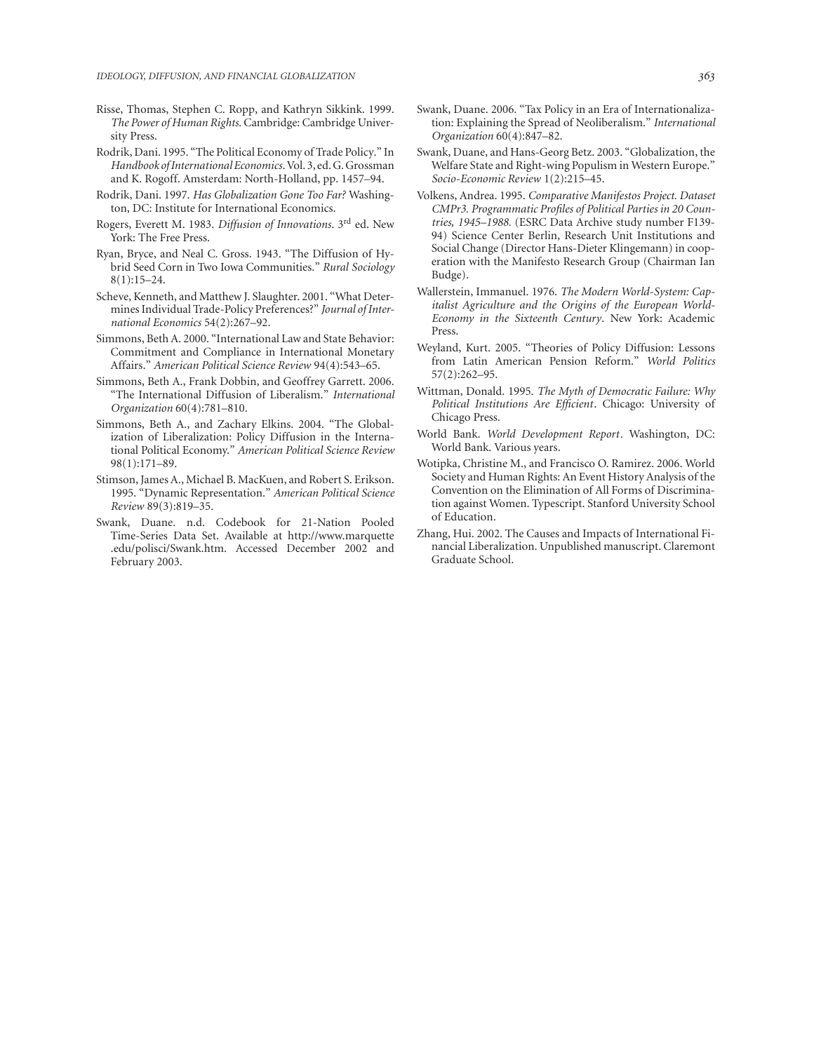Risse, Thomas, Stephen C. Ropp, and Kathryn Sikkink. 1999. *The Power of Human Rights.* Cambridge: Cambridge University Press.

Rodrik, Dani. 1995. "The Political Economy of Trade Policy." In *Handbook of International Economics*. Vol. 3, ed. G. Grossman and K. Rogoff. Amsterdam: North-Holland, pp. 1457–94.

Rodrik, Dani. 1997. *Has Globalization Gone Too Far?* Washington, DC: Institute for International Economics.

Rogers, Everett M. 1983. *Diffusion of Innovations*. 3rd ed. New York: The Free Press.

Ryan, Bryce, and Neal C. Gross. 1943. "The Diffusion of Hybrid Seed Corn in Two Iowa Communities." *Rural Sociology* 8(1):15–24.

Scheve, Kenneth, and Matthew J. Slaughter. 2001. "What Determines Individual Trade-Policy Preferences?" *Journal of International Economics* 54(2):267–92.

Simmons, Beth A. 2000. "International Law and State Behavior: Commitment and Compliance in International Monetary Affairs." *American Political Science Review* 94(4):543–65.

Simmons, Beth A., Frank Dobbin, and Geoffrey Garrett. 2006. "The International Diffusion of Liberalism." *International Organization* 60(4):781–810.

Simmons, Beth A., and Zachary Elkins. 2004. "The Globalization of Liberalization: Policy Diffusion in the International Political Economy." *American Political Science Review* 98(1):171–89.

Stimson, James A., Michael B. MacKuen, and Robert S. Erikson. 1995. "Dynamic Representation." *American Political Science Review* 89(3):819–35.

Swank, Duane. n.d. Codebook for 21-Nation Pooled Time-Series Data Set. Available at http://www.marquette.edu/polisci/Swank.htm. Accessed December 2002 and February 2003.

Swank, Duane. 2006. "Tax Policy in an Era of Internationalization: Explaining the Spread of Neoliberalism." *International Organization* 60(4):847–82.

Swank, Duane, and Hans-Georg Betz. 2003. "Globalization, the Welfare State and Right-wing Populism in Western Europe." *Socio-Economic Review* 1(2):215–45.

Volkens, Andrea. 1995. *Comparative Manifestos Project. Dataset CMPr3. Programmatic Profiles of Political Parties in 20 Countries, 1945–1988.* (ESRC Data Archive study number F139-94) Science Center Berlin, Research Unit Institutions and Social Change (Director Hans-Dieter Klingemann) in cooperation with the Manifesto Research Group (Chairman Ian Budge).

Wallerstein, Immanuel. 1976. *The Modern World-System: Capitalist Agriculture and the Origins of the European World-Economy in the Sixteenth Century*. New York: Academic Press.

Weyland, Kurt. 2005. "Theories of Policy Diffusion: Lessons from Latin American Pension Reform." *World Politics* 57(2):262–95.

Wittman, Donald. 1995. *The Myth of Democratic Failure: Why Political Institutions Are Efficient*. Chicago: University of Chicago Press.

World Bank. *World Development Report*. Washington, DC: World Bank. Various years.

Wotipka, Christine M., and Francisco O. Ramirez. 2006. World Society and Human Rights: An Event History Analysis of the Convention on the Elimination of All Forms of Discrimination against Women. Typescript. Stanford University School of Education.

Zhang, Hui. 2002. The Causes and Impacts of International Financial Liberalization. Unpublished manuscript. Claremont Graduate School.